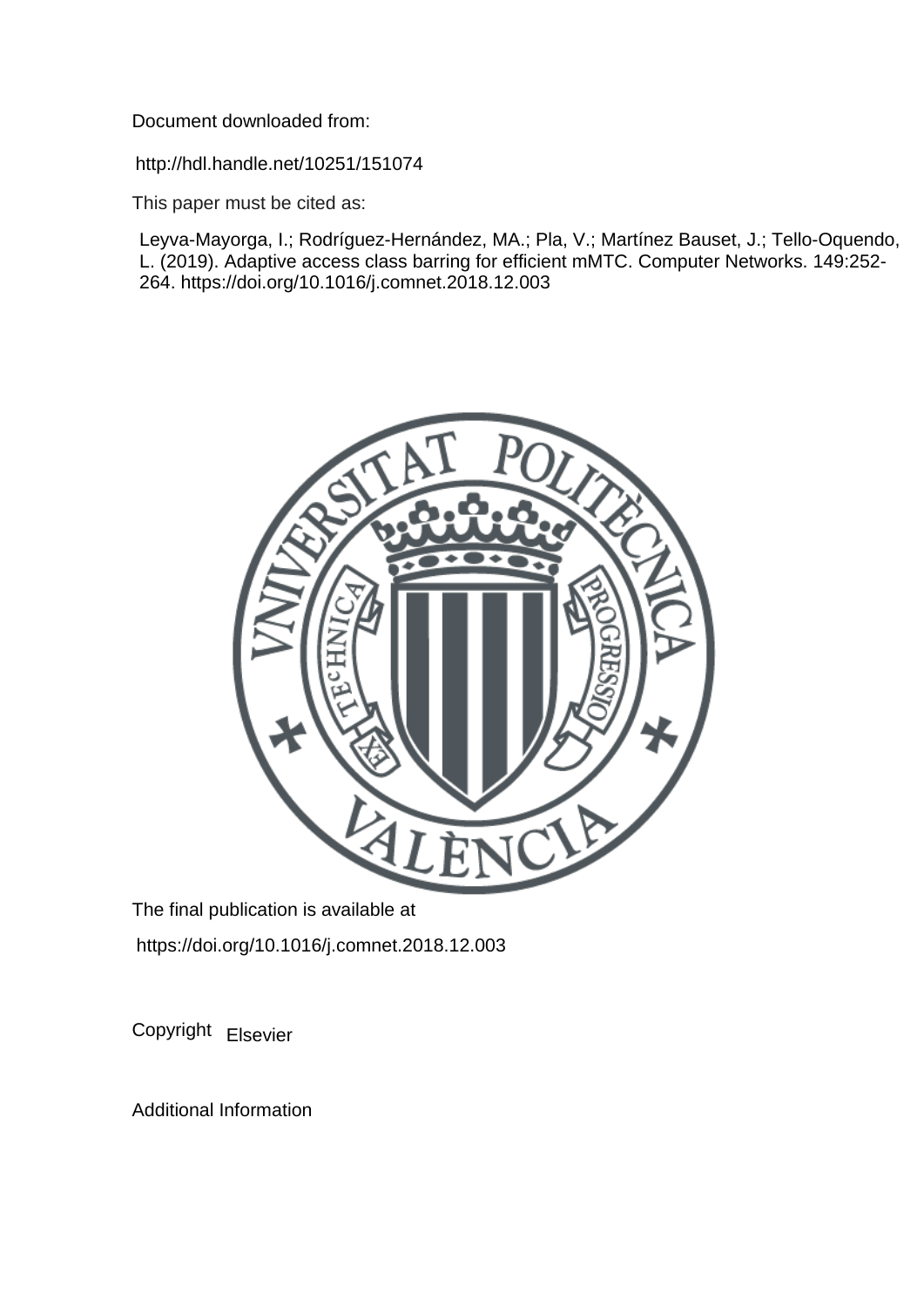Document downloaded from:

http://hdl.handle.net/10251/151074

This paper must be cited as:

Leyva-Mayorga, I.; Rodríguez-Hernández, MA.; Pla, V.; Martínez Bauset, J.; Tello-Oquendo, L. (2019). Adaptive access class barring for efficient mMTC. Computer Networks. 149:252-264. https://doi.org/10.1016/j.comnet.2018.12.003

The final publication is available at

https://doi.org/10.1016/j.comnet.2018.12.003

Copyright Elsevier

Additional Information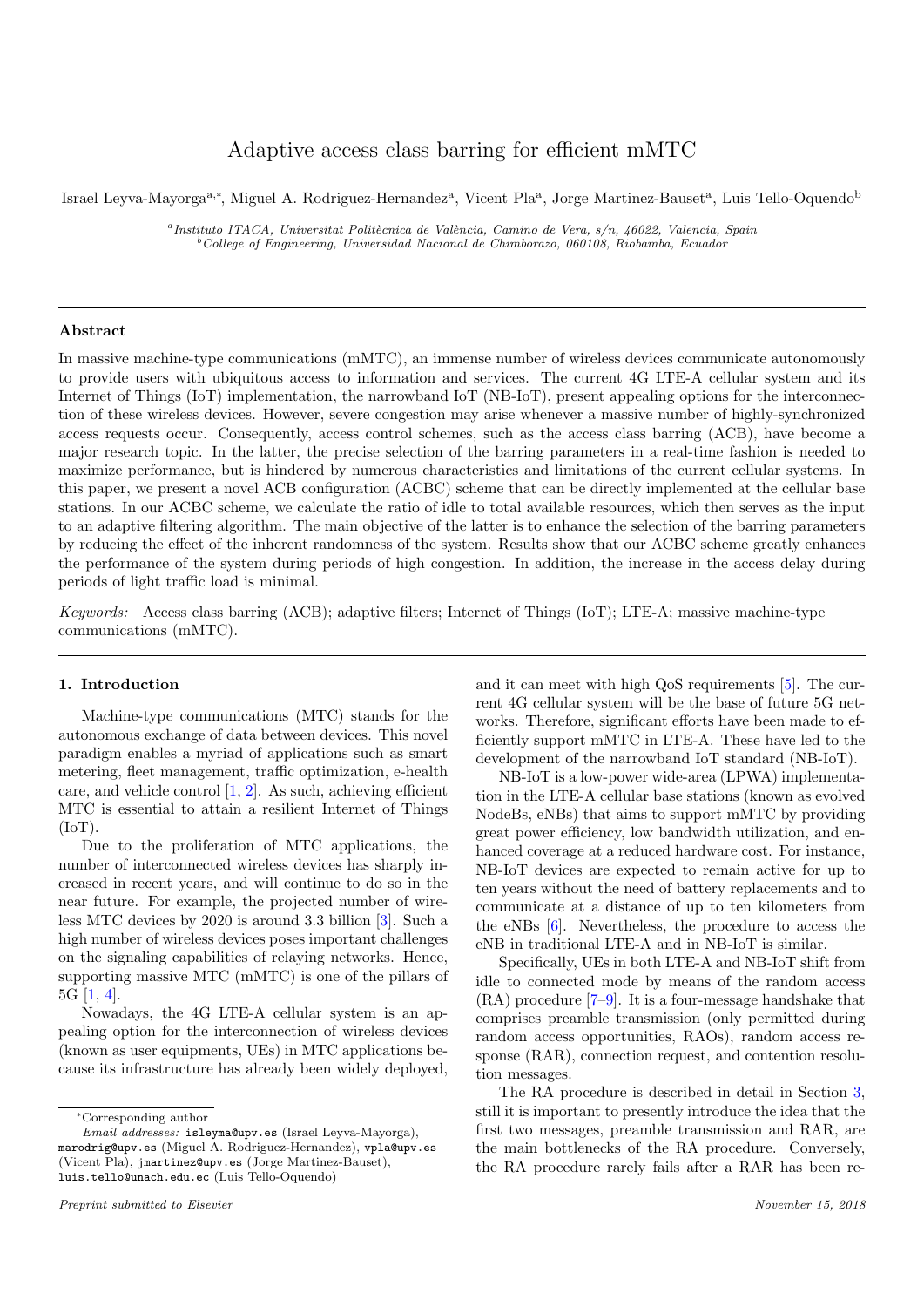# Adaptive access class barring for efficient mMTC

Israel Leyva-Mayorga[a,*], Miguel A. Rodriguez-Hernandez[a], Vicent Pla[a], Jorge Martinez-Bauset[a], Luis Tello-Oquendo[b]

[a] *Instituto ITACA, Universitat Politècnica de València, Camino de Vera, s/n, 46022, Valencia, Spain*
[b] *College of Engineering, Universidad Nacional de Chimborazo, 060108, Riobamba, Ecuador*

---

## Abstract

In massive machine-type communications (mMTC), an immense number of wireless devices communicate autonomously to provide users with ubiquitous access to information and services. The current 4G LTE-A cellular system and its Internet of Things (IoT) implementation, the narrowband IoT (NB-IoT), present appealing options for the interconnection of these wireless devices. However, severe congestion may arise whenever a massive number of highly-synchronized access requests occur. Consequently, access control schemes, such as the access class barring (ACB), have become a major research topic. In the latter, the precise selection of the barring parameters in a real-time fashion is needed to maximize performance, but is hindered by numerous characteristics and limitations of the current cellular systems. In this paper, we present a novel ACB configuration (ACBC) scheme that can be directly implemented at the cellular base stations. In our ACBC scheme, we calculate the ratio of idle to total available resources, which then serves as the input to an adaptive filtering algorithm. The main objective of the latter is to enhance the selection of the barring parameters by reducing the effect of the inherent randomness of the system. Results show that our ACBC scheme greatly enhances the performance of the system during periods of high congestion. In addition, the increase in the access delay during periods of light traffic load is minimal.

*Keywords:* Access class barring (ACB); adaptive filters; Internet of Things (IoT); LTE-A; massive machine-type communications (mMTC).

---

## 1. Introduction

Machine-type communications (MTC) stands for the autonomous exchange of data between devices. This novel paradigm enables a myriad of applications such as smart metering, fleet management, traffic optimization, e-health care, and vehicle control [1, 2]. As such, achieving efficient MTC is essential to attain a resilient Internet of Things (IoT).

Due to the proliferation of MTC applications, the number of interconnected wireless devices has sharply increased in recent years, and will continue to do so in the near future. For example, the projected number of wireless MTC devices by 2020 is around 3.3 billion [3]. Such a high number of wireless devices poses important challenges on the signaling capabilities of relaying networks. Hence, supporting massive MTC (mMTC) is one of the pillars of 5G [1, 4].

Nowadays, the 4G LTE-A cellular system is an appealing option for the interconnection of wireless devices (known as user equipments, UEs) in MTC applications because its infrastructure has already been widely deployed, and it can meet with high QoS requirements [5]. The current 4G cellular system will be the base of future 5G networks. Therefore, significant efforts have been made to efficiently support mMTC in LTE-A. These have led to the development of the narrowband IoT standard (NB-IoT).

NB-IoT is a low-power wide-area (LPWA) implementation in the LTE-A cellular base stations (known as evolved NodeBs, eNBs) that aims to support mMTC by providing great power efficiency, low bandwidth utilization, and enhanced coverage at a reduced hardware cost. For instance, NB-IoT devices are expected to remain active for up to ten years without the need of battery replacements and to communicate at a distance of up to ten kilometers from the eNBs [6]. Nevertheless, the procedure to access the eNB in traditional LTE-A and in NB-IoT is similar.

Specifically, UEs in both LTE-A and NB-IoT shift from idle to connected mode by means of the random access (RA) procedure [7–9]. It is a four-message handshake that comprises preamble transmission (only permitted during random access opportunities, RAOs), random access response (RAR), connection request, and contention resolution messages.

The RA procedure is described in detail in Section 3, still it is important to presently introduce the idea that the first two messages, preamble transmission and RAR, are the main bottlenecks of the RA procedure. Conversely, the RA procedure rarely fails after a RAR has been re-

---

[*] Corresponding author

*Email addresses:* isleyma@upv.es (Israel Leyva-Mayorga), marodrig@upv.es (Miguel A. Rodriguez-Hernandez), vpla@upv.es (Vicent Pla), jmartinez@upv.es (Jorge Martinez-Bauset), luis.tello@unach.edu.ec (Luis Tello-Oquendo)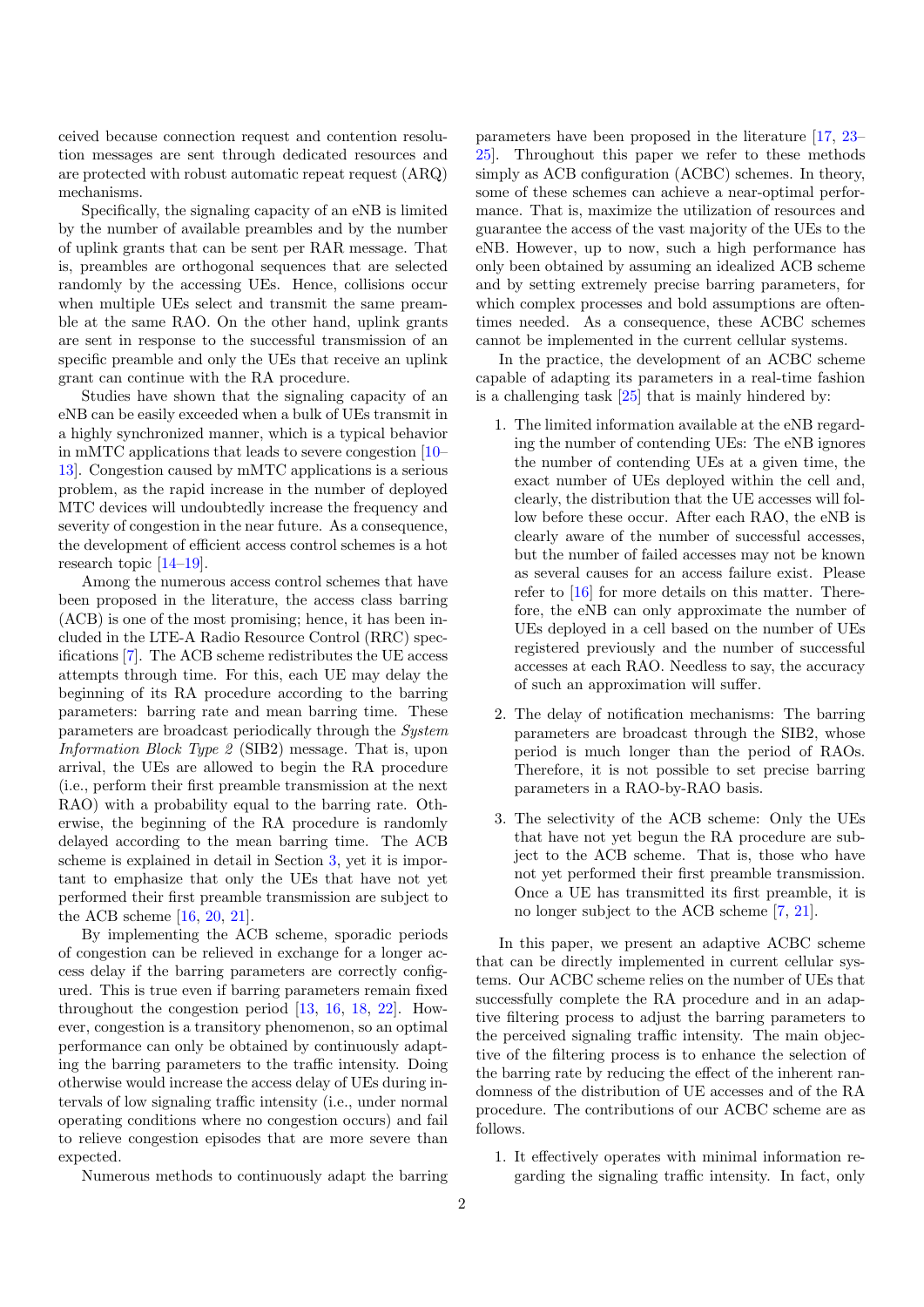ceived because connection request and contention resolution messages are sent through dedicated resources and are protected with robust automatic repeat request (ARQ) mechanisms.

Specifically, the signaling capacity of an eNB is limited by the number of available preambles and by the number of uplink grants that can be sent per RAR message. That is, preambles are orthogonal sequences that are selected randomly by the accessing UEs. Hence, collisions occur when multiple UEs select and transmit the same preamble at the same RAO. On the other hand, uplink grants are sent in response to the successful transmission of an specific preamble and only the UEs that receive an uplink grant can continue with the RA procedure.

Studies have shown that the signaling capacity of an eNB can be easily exceeded when a bulk of UEs transmit in a highly synchronized manner, which is a typical behavior in mMTC applications that leads to severe congestion [10–13]. Congestion caused by mMTC applications is a serious problem, as the rapid increase in the number of deployed MTC devices will undoubtedly increase the frequency and severity of congestion in the near future. As a consequence, the development of efficient access control schemes is a hot research topic [14–19].

Among the numerous access control schemes that have been proposed in the literature, the access class barring (ACB) is one of the most promising; hence, it has been included in the LTE-A Radio Resource Control (RRC) specifications [7]. The ACB scheme redistributes the UE access attempts through time. For this, each UE may delay the beginning of its RA procedure according to the barring parameters: barring rate and mean barring time. These parameters are broadcast periodically through the *System Information Block Type 2* (SIB2) message. That is, upon arrival, the UEs are allowed to begin the RA procedure (i.e., perform their first preamble transmission at the next RAO) with a probability equal to the barring rate. Otherwise, the beginning of the RA procedure is randomly delayed according to the mean barring time. The ACB scheme is explained in detail in Section 3, yet it is important to emphasize that only the UEs that have not yet performed their first preamble transmission are subject to the ACB scheme [16, 20, 21].

By implementing the ACB scheme, sporadic periods of congestion can be relieved in exchange for a longer access delay if the barring parameters are correctly configured. This is true even if barring parameters remain fixed throughout the congestion period [13, 16, 18, 22]. However, congestion is a transitory phenomenon, so an optimal performance can only be obtained by continuously adapting the barring parameters to the traffic intensity. Doing otherwise would increase the access delay of UEs during intervals of low signaling traffic intensity (i.e., under normal operating conditions where no congestion occurs) and fail to relieve congestion episodes that are more severe than expected.

Numerous methods to continuously adapt the barring parameters have been proposed in the literature [17, 23–25]. Throughout this paper we refer to these methods simply as ACB configuration (ACBC) schemes. In theory, some of these schemes can achieve a near-optimal performance. That is, maximize the utilization of resources and guarantee the access of the vast majority of the UEs to the eNB. However, up to now, such a high performance has only been obtained by assuming an idealized ACB scheme and by setting extremely precise barring parameters, for which complex processes and bold assumptions are oftentimes needed. As a consequence, these ACBC schemes cannot be implemented in the current cellular systems.

In the practice, the development of an ACBC scheme capable of adapting its parameters in a real-time fashion is a challenging task [25] that is mainly hindered by:

1. The limited information available at the eNB regarding the number of contending UEs: The eNB ignores the number of contending UEs at a given time, the exact number of UEs deployed within the cell and, clearly, the distribution that the UE accesses will follow before these occur. After each RAO, the eNB is clearly aware of the number of successful accesses, but the number of failed accesses may not be known as several causes for an access failure exist. Please refer to [16] for more details on this matter. Therefore, the eNB can only approximate the number of UEs deployed in a cell based on the number of UEs registered previously and the number of successful accesses at each RAO. Needless to say, the accuracy of such an approximation will suffer.
2. The delay of notification mechanisms: The barring parameters are broadcast through the SIB2, whose period is much longer than the period of RAOs. Therefore, it is not possible to set precise barring parameters in a RAO-by-RAO basis.
3. The selectivity of the ACB scheme: Only the UEs that have not yet begun the RA procedure are subject to the ACB scheme. That is, those who have not yet performed their first preamble transmission. Once a UE has transmitted its first preamble, it is no longer subject to the ACB scheme [7, 21].

In this paper, we present an adaptive ACBC scheme that can be directly implemented in current cellular systems. Our ACBC scheme relies on the number of UEs that successfully complete the RA procedure and in an adaptive filtering process to adjust the barring parameters to the perceived signaling traffic intensity. The main objective of the filtering process is to enhance the selection of the barring rate by reducing the effect of the inherent randomness of the distribution of UE accesses and of the RA procedure. The contributions of our ACBC scheme are as follows.

1. It effectively operates with minimal information regarding the signaling traffic intensity. In fact, only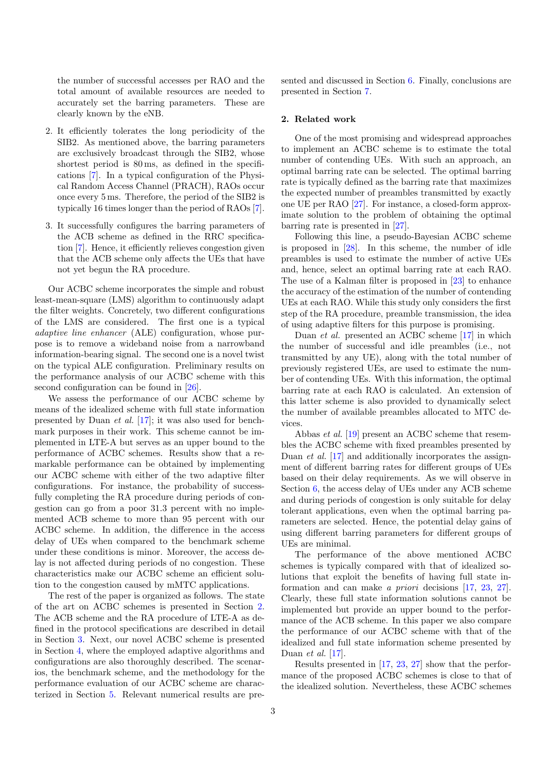the number of successful accesses per RAO and the total amount of available resources are needed to accurately set the barring parameters. These are clearly known by the eNB.

2. It efficiently tolerates the long periodicity of the SIB2. As mentioned above, the barring parameters are exclusively broadcast through the SIB2, whose shortest period is 80 ms, as defined in the specifications [7]. In a typical configuration of the Physical Random Access Channel (PRACH), RAOs occur once every 5 ms. Therefore, the period of the SIB2 is typically 16 times longer than the period of RAOs [7].

3. It successfully configures the barring parameters of the ACB scheme as defined in the RRC specification [7]. Hence, it efficiently relieves congestion given that the ACB scheme only affects the UEs that have not yet begun the RA procedure.

Our ACBC scheme incorporates the simple and robust least-mean-square (LMS) algorithm to continuously adapt the filter weights. Concretely, two different configurations of the LMS are considered. The first one is a typical *adaptive line enhancer* (ALE) configuration, whose purpose is to remove a wideband noise from a narrowband information-bearing signal. The second one is a novel twist on the typical ALE configuration. Preliminary results on the performance analysis of our ACBC scheme with this second configuration can be found in [26].

We assess the performance of our ACBC scheme by means of the idealized scheme with full state information presented by Duan *et al.* [17]; it was also used for benchmark purposes in their work. This scheme cannot be implemented in LTE-A but serves as an upper bound to the performance of ACBC schemes. Results show that a remarkable performance can be obtained by implementing our ACBC scheme with either of the two adaptive filter configurations. For instance, the probability of successfully completing the RA procedure during periods of congestion can go from a poor 31.3 percent with no implemented ACB scheme to more than 95 percent with our ACBC scheme. In addition, the difference in the access delay of UEs when compared to the benchmark scheme under these conditions is minor. Moreover, the access delay is not affected during periods of no congestion. These characteristics make our ACBC scheme an efficient solution to the congestion caused by mMTC applications.

The rest of the paper is organized as follows. The state of the art on ACBC schemes is presented in Section 2. The ACB scheme and the RA procedure of LTE-A as defined in the protocol specifications are described in detail in Section 3. Next, our novel ACBC scheme is presented in Section 4, where the employed adaptive algorithms and configurations are also thoroughly described. The scenarios, the benchmark scheme, and the methodology for the performance evaluation of our ACBC scheme are characterized in Section 5. Relevant numerical results are presented and discussed in Section 6. Finally, conclusions are presented in Section 7.

## 2. Related work

One of the most promising and widespread approaches to implement an ACBC scheme is to estimate the total number of contending UEs. With such an approach, an optimal barring rate can be selected. The optimal barring rate is typically defined as the barring rate that maximizes the expected number of preambles transmitted by exactly one UE per RAO [27]. For instance, a closed-form approximate solution to the problem of obtaining the optimal barring rate is presented in [27].

Following this line, a pseudo-Bayesian ACBC scheme is proposed in [28]. In this scheme, the number of idle preambles is used to estimate the number of active UEs and, hence, select an optimal barring rate at each RAO. The use of a Kalman filter is proposed in [23] to enhance the accuracy of the estimation of the number of contending UEs at each RAO. While this study only considers the first step of the RA procedure, preamble transmission, the idea of using adaptive filters for this purpose is promising.

Duan *et al.* presented an ACBC scheme [17] in which the number of successful and idle preambles (i.e., not transmitted by any UE), along with the total number of previously registered UEs, are used to estimate the number of contending UEs. With this information, the optimal barring rate at each RAO is calculated. An extension of this latter scheme is also provided to dynamically select the number of available preambles allocated to MTC devices.

Abbas *et al.* [19] present an ACBC scheme that resembles the ACBC scheme with fixed preambles presented by Duan *et al.* [17] and additionally incorporates the assignment of different barring rates for different groups of UEs based on their delay requirements. As we will observe in Section 6, the access delay of UEs under any ACB scheme and during periods of congestion is only suitable for delay tolerant applications, even when the optimal barring parameters are selected. Hence, the potential delay gains of using different barring parameters for different groups of UEs are minimal.

The performance of the above mentioned ACBC schemes is typically compared with that of idealized solutions that exploit the benefits of having full state information and can make *a priori* decisions [17, 23, 27]. Clearly, these full state information solutions cannot be implemented but provide an upper bound to the performance of the ACB scheme. In this paper we also compare the performance of our ACBC scheme with that of the idealized and full state information scheme presented by Duan *et al.* [17].

Results presented in [17, 23, 27] show that the performance of the proposed ACBC schemes is close to that of the idealized solution. Nevertheless, these ACBC schemes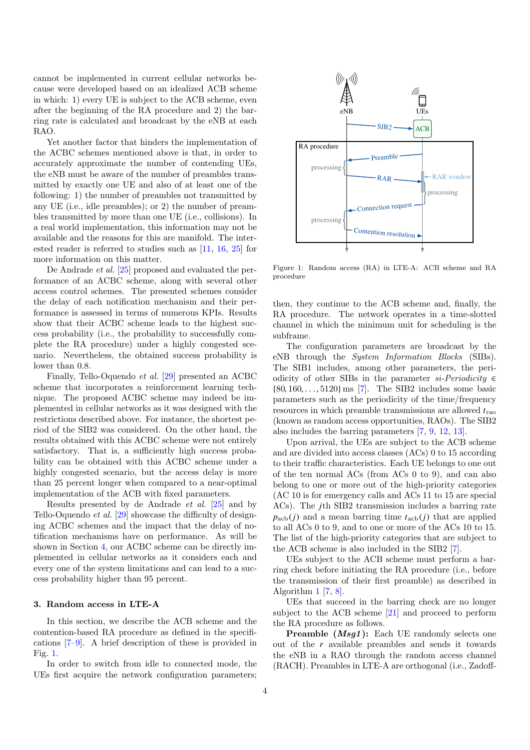cannot be implemented in current cellular networks because they were developed based on an idealized ACB scheme in which: 1) every UE is subject to the ACB scheme, even after the beginning of the RA procedure and 2) the barring rate is calculated and broadcast by the eNB at each RAO.

Yet another factor that hinders the implementation of the ACBC schemes mentioned above is that, in order to accurately approximate the number of contending UEs, the eNB must be aware of the number of preambles transmitted by exactly one UE and also of at least one of the following: 1) the number of preambles not transmitted by any UE (i.e., idle preambles); or 2) the number of preambles transmitted by more than one UE (i.e., collisions). In a real world implementation, this information may not be available and the reasons for this are manifold. The interested reader is referred to studies such as [11, 16, 25] for more information on this matter.

De Andrade *et al.* [25] proposed and evaluated the performance of an ACBC scheme, along with several other access control schemes. The presented schemes consider the delay of each notification mechanism and their performance is assessed in terms of numerous KPIs. Results show that their ACBC scheme leads to the highest success probability (i.e., the probability to successfully complete the RA procedure) under a highly congested scenario. Nevertheless, the obtained success probability is lower than 0.8.

Finally, Tello-Oquendo *et al.* [29] presented an ACBC scheme that incorporates a reinforcement learning technique. The proposed ACBC scheme may indeed be implemented in cellular networks as it was designed with the restrictions described above. For instance, the shortest period of the SIB2 was considered. On the other hand, the results obtained with this ACBC scheme were not entirely satisfactory. That is, a sufficiently high success probability can be obtained with this ACBC scheme under a highly congested scenario, but the access delay is more than 25 percent longer when compared to a near-optimal implementation of the ACB with fixed parameters.

Results presented by de Andrade *et al.* [25] and by Tello-Oquendo *et al.* [29] showcase the difficulty of designing ACBC schemes and the impact that the delay of notification mechanisms have on performance. As will be shown in Section 4, our ACBC scheme can be directly implemented in cellular networks as it considers each and every one of the system limitations and can lead to a success probability higher than 95 percent.

## 3. Random access in LTE-A

In this section, we describe the ACB scheme and the contention-based RA procedure as defined in the specifications [7–9]. A brief description of these is provided in Fig. 1.

In order to switch from idle to connected mode, the UEs first acquire the network configuration parameters; then, they continue to the ACB scheme and, finally, the RA procedure. The network operates in a time-slotted channel in which the minimum unit for scheduling is the subframe.

eNB
UEs
SIB2
ACB
RA procedure
Preamble
processing
RAR
RAR window
processing
Connection request
processing
Contention resolution

Figure 1: Random access (RA) in LTE-A: ACB scheme and RA procedure

The configuration parameters are broadcast by the eNB through the *System Information Blocks* (SIBs). The SIB1 includes, among other parameters, the periodicity of other SIBs in the parameter *si-Periodicity* $\in \{80, 160, \ldots, 5120\}$ ms [7]. The SIB2 includes some basic parameters such as the periodicity of the time/frequency resources in which preamble transmissions are allowed $t_{\text{rao}}$ (known as random access opportunities, RAOs). The SIB2 also includes the barring parameters [7, 9, 12, 13].

Upon arrival, the UEs are subject to the ACB scheme and are divided into access classes (ACs) 0 to 15 according to their traffic characteristics. Each UE belongs to one out of the ten normal ACs (from ACs 0 to 9), and can also belong to one or more out of the high-priority categories (AC 10 is for emergency calls and ACs 11 to 15 are special ACs). The $j$th SIB2 transmission includes a barring rate $p_{\text{acb}}(j)$ and a mean barring time $t_{\text{acb}}(j)$ that are applied to all ACs 0 to 9, and to one or more of the ACs 10 to 15. The list of the high-priority categories that are subject to the ACB scheme is also included in the SIB2 [7].

UEs subject to the ACB scheme must perform a barring check before initiating the RA procedure (i.e., before the transmission of their first preamble) as described in Algorithm 1 [7, 8].

UEs that succeed in the barring check are no longer subject to the ACB scheme [21] and proceed to perform the RA procedure as follows.

**Preamble (*Msg1*):** Each UE randomly selects one out of the $r$ available preambles and sends it towards the eNB in a RAO through the random access channel (RACH). Preambles in LTE-A are orthogonal (i.e., Zadoff-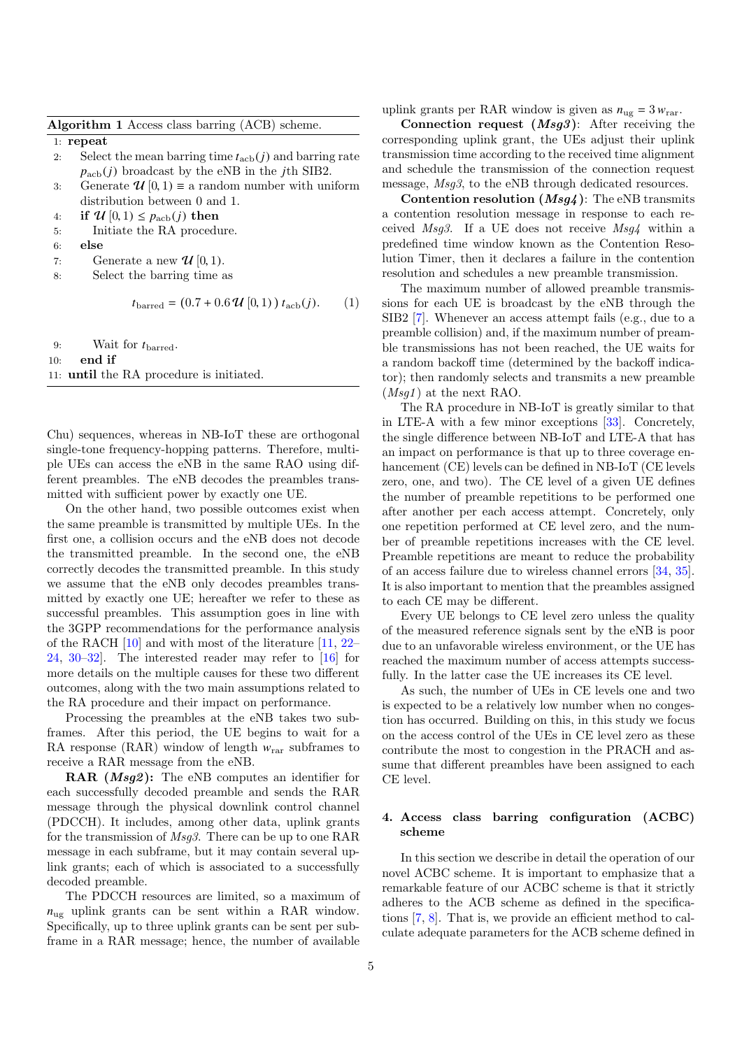**Algorithm 1** Access class barring (ACB) scheme.

```
1: repeat
2:   Select the mean barring time t_acb(j) and barring rate p_acb(j) broadcast by the eNB in the jth SIB2.
3:   Generate U[0,1) ≡ a random number with uniform distribution between 0 and 1.
4:   if U[0,1) ≤ p_acb(j) then
5:     Initiate the RA procedure.
6:   else
7:     Generate a new U[0,1).
8:     Select the barring time as
           t_barred = (0.7 + 0.6 U[0,1)) t_acb(j).     (1)
9:     Wait for t_barred.
10:  end if
11: until the RA procedure is initiated.
```

Chu) sequences, whereas in NB-IoT these are orthogonal single-tone frequency-hopping patterns. Therefore, multiple UEs can access the eNB in the same RAO using different preambles. The eNB decodes the preambles transmitted with sufficient power by exactly one UE.

On the other hand, two possible outcomes exist when the same preamble is transmitted by multiple UEs. In the first one, a collision occurs and the eNB does not decode the transmitted preamble. In the second one, the eNB correctly decodes the transmitted preamble. In this study we assume that the eNB only decodes preambles transmitted by exactly one UE; hereafter we refer to these as successful preambles. This assumption goes in line with the 3GPP recommendations for the performance analysis of the RACH [10] and with most of the literature [11, 22–24, 30–32]. The interested reader may refer to [16] for more details on the multiple causes for these two different outcomes, along with the two main assumptions related to the RA procedure and their impact on performance.

Processing the preambles at the eNB takes two subframes. After this period, the UE begins to wait for a RA response (RAR) window of length $w_{\text{rar}}$ subframes to receive a RAR message from the eNB.

**RAR (*Msg2*):** The eNB computes an identifier for each successfully decoded preamble and sends the RAR message through the physical downlink control channel (PDCCH). It includes, among other data, uplink grants for the transmission of *Msg3*. There can be up to one RAR message in each subframe, but it may contain several uplink grants; each of which is associated to a successfully decoded preamble.

The PDCCH resources are limited, so a maximum of $n_{\text{ug}}$ uplink grants can be sent within a RAR window. Specifically, up to three uplink grants can be sent per subframe in a RAR message; hence, the number of available uplink grants per RAR window is given as $n_{\text{ug}} = 3\,w_{\text{rar}}$.

**Connection request (*Msg3*):** After receiving the corresponding uplink grant, the UEs adjust their uplink transmission time according to the received time alignment and schedule the transmission of the connection request message, *Msg3*, to the eNB through dedicated resources.

**Contention resolution (*Msg4*):** The eNB transmits a contention resolution message in response to each received *Msg3*. If a UE does not receive *Msg4* within a predefined time window known as the Contention Resolution Timer, then it declares a failure in the contention resolution and schedules a new preamble transmission.

The maximum number of allowed preamble transmissions for each UE is broadcast by the eNB through the SIB2 [7]. Whenever an access attempt fails (e.g., due to a preamble collision) and, if the maximum number of preamble transmissions has not been reached, the UE waits for a random backoff time (determined by the backoff indicator); then randomly selects and transmits a new preamble (*Msg1*) at the next RAO.

The RA procedure in NB-IoT is greatly similar to that in LTE-A with a few minor exceptions [33]. Concretely, the single difference between NB-IoT and LTE-A that has an impact on performance is that up to three coverage enhancement (CE) levels can be defined in NB-IoT (CE levels zero, one, and two). The CE level of a given UE defines the number of preamble repetitions to be performed one after another per each access attempt. Concretely, only one repetition performed at CE level zero, and the number of preamble repetitions increases with the CE level. Preamble repetitions are meant to reduce the probability of an access failure due to wireless channel errors [34, 35]. It is also important to mention that the preambles assigned to each CE may be different.

Every UE belongs to CE level zero unless the quality of the measured reference signals sent by the eNB is poor due to an unfavorable wireless environment, or the UE has reached the maximum number of access attempts successfully. In the latter case the UE increases its CE level.

As such, the number of UEs in CE levels one and two is expected to be a relatively low number when no congestion has occurred. Building on this, in this study we focus on the access control of the UEs in CE level zero as these contribute the most to congestion in the PRACH and assume that different preambles have been assigned to each CE level.

## 4. Access class barring configuration (ACBC) scheme

In this section we describe in detail the operation of our novel ACBC scheme. It is important to emphasize that a remarkable feature of our ACBC scheme is that it strictly adheres to the ACB scheme as defined in the specifications [7, 8]. That is, we provide an efficient method to calculate adequate parameters for the ACB scheme defined in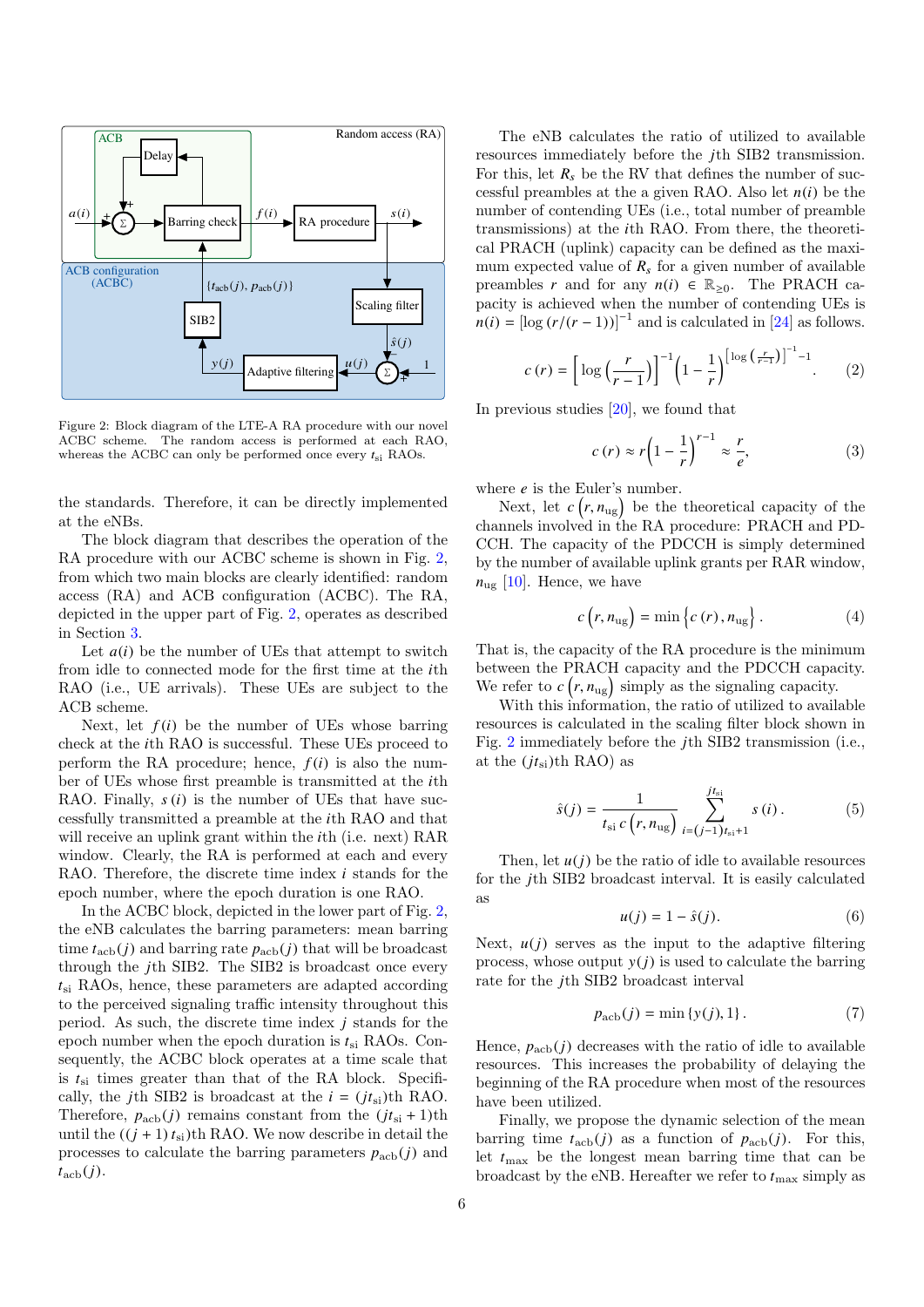Random access (RA)

ACB

Delay

$a(i)$

Barring check

$f(i)$

RA procedure

$s(i)$

ACB configuration (ACBC)

$\{t_{\text{acb}}(j), p_{\text{acb}}(j)\}$

SIB2

Scaling filter

$\hat{s}(j)$

$y(j)$

Adaptive filtering

$u(j)$

1

Figure 2: Block diagram of the LTE-A RA procedure with our novel ACBC scheme. The random access is performed at each RAO, whereas the ACBC can only be performed once every $t_{\text{si}}$ RAOs.

the standards. Therefore, it can be directly implemented at the eNBs.

The block diagram that describes the operation of the RA procedure with our ACBC scheme is shown in Fig. 2, from which two main blocks are clearly identified: random access (RA) and ACB configuration (ACBC). The RA, depicted in the upper part of Fig. 2, operates as described in Section 3.

Let $a(i)$ be the number of UEs that attempt to switch from idle to connected mode for the first time at the $i$th RAO (i.e., UE arrivals). These UEs are subject to the ACB scheme.

Next, let $f(i)$ be the number of UEs whose barring check at the $i$th RAO is successful. These UEs proceed to perform the RA procedure; hence, $f(i)$ is also the number of UEs whose first preamble is transmitted at the $i$th RAO. Finally, $s(i)$ is the number of UEs that have successfully transmitted a preamble at the $i$th RAO and that will receive an uplink grant within the $i$th (i.e. next) RAR window. Clearly, the RA is performed at each and every RAO. Therefore, the discrete time index $i$ stands for the epoch number, where the epoch duration is one RAO.

In the ACBC block, depicted in the lower part of Fig. 2, the eNB calculates the barring parameters: mean barring time $t_{\text{acb}}(j)$ and barring rate $p_{\text{acb}}(j)$ that will be broadcast through the $j$th SIB2. The SIB2 is broadcast once every $t_{\text{si}}$ RAOs, hence, these parameters are adapted according to the perceived signaling traffic intensity throughout this period. As such, the discrete time index $j$ stands for the epoch number when the epoch duration is $t_{\text{si}}$ RAOs. Consequently, the ACBC block operates at a time scale that is $t_{\text{si}}$ times greater than that of the RA block. Specifically, the $j$th SIB2 is broadcast at the $i = (jt_{\text{si}})$th RAO. Therefore, $p_{\text{acb}}(j)$ remains constant from the $(jt_{\text{si}}+1)$th until the $((j+1)\,t_{\text{si}})$th RAO. We now describe in detail the processes to calculate the barring parameters $p_{\text{acb}}(j)$ and $t_{\text{acb}}(j)$.

The eNB calculates the ratio of utilized to available resources immediately before the $j$th SIB2 transmission. For this, let $\boldsymbol{R_s}$ be the RV that defines the number of successful preambles at the a given RAO. Also let $n(i)$ be the number of contending UEs (i.e., total number of preamble transmissions) at the $i$th RAO. From there, the theoretical PRACH (uplink) capacity can be defined as the maximum expected value of $\boldsymbol{R_s}$ for a given number of available preambles $r$ and for any $n(i) \in \mathbb{R}_{\geq 0}$. The PRACH capacity is achieved when the number of contending UEs is $n(i) = [\log\left(r/(r-1)\right)]^{-1}$ and is calculated in [24] as follows.

$$c\left(r\right) = \left[\log\left(\frac{r}{r-1}\right)\right]^{-1}\left(1-\frac{1}{r}\right)^{\left[\log\left(\frac{r}{r-1}\right)\right]^{-1}-1}. \quad (2)$$

In previous studies [20], we found that

$$c\left(r\right) \approx r\left(1-\frac{1}{r}\right)^{r-1} \approx \frac{r}{e}, \quad (3)$$

where $e$ is the Euler's number.

Next, let $c\left(r, n_{\text{ug}}\right)$ be the theoretical capacity of the channels involved in the RA procedure: PRACH and PDCCH. The capacity of the PDCCH is simply determined by the number of available uplink grants per RAR window, $n_{\text{ug}}$ [10]. Hence, we have

$$c\left(r, n_{\text{ug}}\right) = \min\left\{c\left(r\right), n_{\text{ug}}\right\}. \quad (4)$$

That is, the capacity of the RA procedure is the minimum between the PRACH capacity and the PDCCH capacity. We refer to $c\left(r, n_{\text{ug}}\right)$ simply as the signaling capacity.

With this information, the ratio of utilized to available resources is calculated in the scaling filter block shown in Fig. 2 immediately before the $j$th SIB2 transmission (i.e., at the $(jt_{\text{si}})$th RAO) as

$$\hat{s}(j) = \frac{1}{t_{\text{si}}\, c\left(r, n_{\text{ug}}\right)} \sum_{i=(j-1)t_{\text{si}}+1}^{jt_{\text{si}}} s\left(i\right). \quad (5)$$

Then, let $u(j)$ be the ratio of idle to available resources for the $j$th SIB2 broadcast interval. It is easily calculated as

$$u(j) = 1 - \hat{s}(j). \quad (6)$$

Next, $u(j)$ serves as the input to the adaptive filtering process, whose output $y(j)$ is used to calculate the barring rate for the $j$th SIB2 broadcast interval

$$p_{\text{acb}}(j) = \min\left\{y(j), 1\right\}. \quad (7)$$

Hence, $p_{\text{acb}}(j)$ decreases with the ratio of idle to available resources. This increases the probability of delaying the beginning of the RA procedure when most of the resources have been utilized.

Finally, we propose the dynamic selection of the mean barring time $t_{\text{acb}}(j)$ as a function of $p_{\text{acb}}(j)$. For this, let $t_{\max}$ be the longest mean barring time that can be broadcast by the eNB. Hereafter we refer to $t_{\max}$ simply as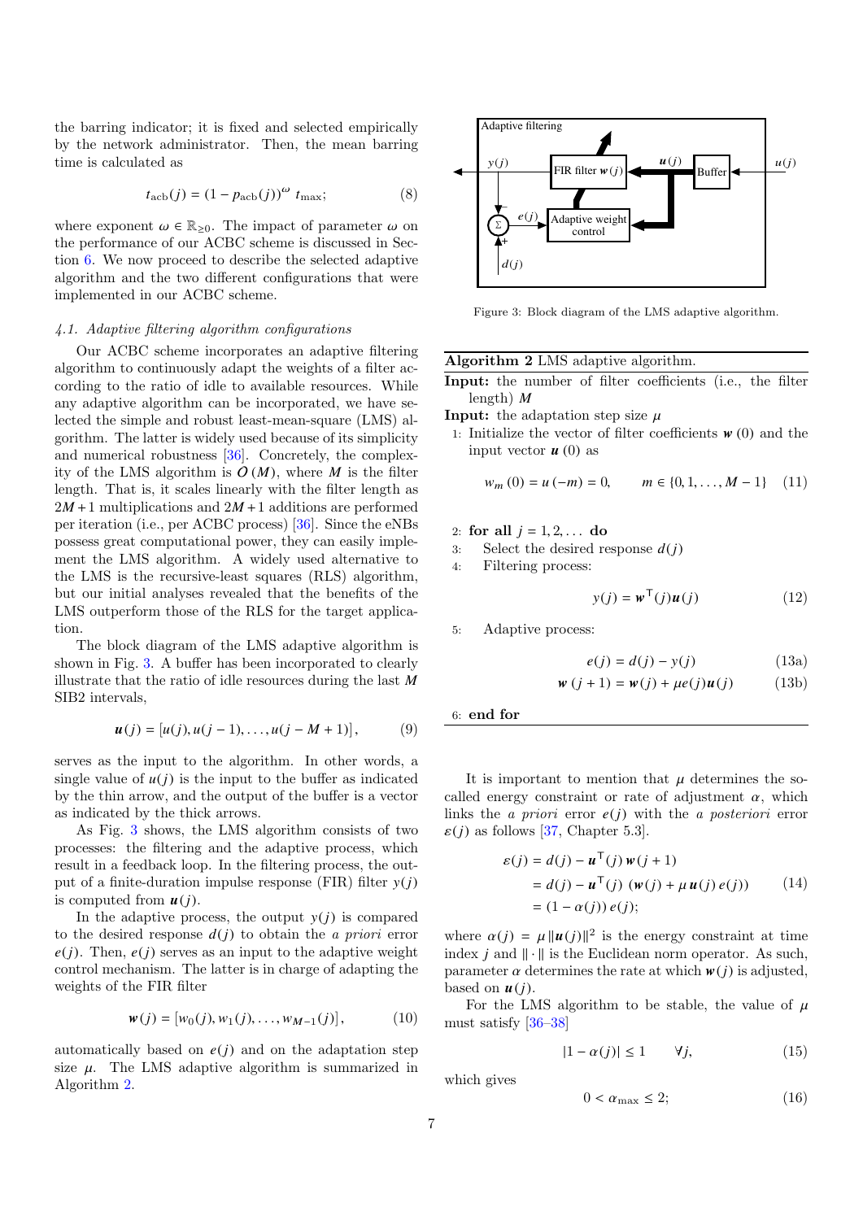the barring indicator; it is fixed and selected empirically by the network administrator. Then, the mean barring time is calculated as

$$t_{\mathrm{acb}}(j) = (1 - p_{\mathrm{acb}}(j))^{\omega}\ t_{\max}; \tag{8}$$

where exponent $\omega \in \mathbb{R}_{\geq 0}$. The impact of parameter $\omega$ on the performance of our ACBC scheme is discussed in Section 6. We now proceed to describe the selected adaptive algorithm and the two different configurations that were implemented in our ACBC scheme.

### 4.1. Adaptive filtering algorithm configurations

Our ACBC scheme incorporates an adaptive filtering algorithm to continuously adapt the weights of a filter according to the ratio of idle to available resources. While any adaptive algorithm can be incorporated, we have selected the simple and robust least-mean-square (LMS) algorithm. The latter is widely used because of its simplicity and numerical robustness [36]. Concretely, the complexity of the LMS algorithm is $\mathcal{O}(M)$, where $M$ is the filter length. That is, it scales linearly with the filter length as $2M+1$ multiplications and $2M+1$ additions are performed per iteration (i.e., per ACBC process) [36]. Since the eNBs possess great computational power, they can easily implement the LMS algorithm. A widely used alternative to the LMS is the recursive-least squares (RLS) algorithm, but our initial analyses revealed that the benefits of the LMS outperform those of the RLS for the target application.

The block diagram of the LMS adaptive algorithm is shown in Fig. 3. A buffer has been incorporated to clearly illustrate that the ratio of idle resources during the last $M$ SIB2 intervals,

$$\boldsymbol{u}(j) = [u(j), u(j-1), \ldots, u(j-M+1)], \tag{9}$$

serves as the input to the algorithm. In other words, a single value of $u(j)$ is the input to the buffer as indicated by the thin arrow, and the output of the buffer is a vector as indicated by the thick arrows.

As Fig. 3 shows, the LMS algorithm consists of two processes: the filtering and the adaptive process, which result in a feedback loop. In the filtering process, the output of a finite-duration impulse response (FIR) filter $y(j)$ is computed from $\boldsymbol{u}(j)$.

In the adaptive process, the output $y(j)$ is compared to the desired response $d(j)$ to obtain the *a priori* error $e(j)$. Then, $e(j)$ serves as an input to the adaptive weight control mechanism. The latter is in charge of adapting the weights of the FIR filter

$$\boldsymbol{w}(j) = [w_0(j), w_1(j), \ldots, w_{M-1}(j)], \tag{10}$$

automatically based on $e(j)$ and on the adaptation step size $\mu$. The LMS adaptive algorithm is summarized in Algorithm 2.

Adaptive filtering
y(j)
FIR filter $\boldsymbol{w}(j)$
$\boldsymbol{u}(j)$
Buffer
u(j)
Σ
e(j)
Adaptive weight control
−
+
d(j)

Figure 3: Block diagram of the LMS adaptive algorithm.

**Algorithm 2** LMS adaptive algorithm.

**Input:** the number of filter coefficients (i.e., the filter length) $M$

**Input:** the adaptation step size $\mu$

1: Initialize the vector of filter coefficients $\boldsymbol{w}(0)$ and the input vector $\boldsymbol{u}(0)$ as

$$w_m(0) = u(-m) = 0, \qquad m \in \{0, 1, \ldots, M-1\} \tag{11}$$

2: **for all** $j = 1, 2, \ldots$ **do**

3: Select the desired response $d(j)$

4: Filtering process:

$$y(j) = \boldsymbol{w}^{\mathsf{T}}(j)\boldsymbol{u}(j) \tag{12}$$

5: Adaptive process:

$$e(j) = d(j) - y(j) \tag{13a}$$

$$\boldsymbol{w}(j+1) = \boldsymbol{w}(j) + \mu e(j)\boldsymbol{u}(j) \tag{13b}$$

6: **end for**

It is important to mention that $\mu$ determines the so-called energy constraint or rate of adjustment $\alpha$, which links the *a priori* error $e(j)$ with the *a posteriori* error $\varepsilon(j)$ as follows [37, Chapter 5.3].

$$\begin{aligned}
\varepsilon(j) &= d(j) - \boldsymbol{u}^{\mathsf{T}}(j)\,\boldsymbol{w}(j+1) \\
&= d(j) - \boldsymbol{u}^{\mathsf{T}}(j)\,(\boldsymbol{w}(j) + \mu\,\boldsymbol{u}(j)\,e(j)) \\
&= (1 - \alpha(j))\,e(j);
\end{aligned} \tag{14}$$

where $\alpha(j) = \mu\,\|\boldsymbol{u}(j)\|^2$ is the energy constraint at time index $j$ and $\|\cdot\|$ is the Euclidean norm operator. As such, parameter $\alpha$ determines the rate at which $\boldsymbol{w}(j)$ is adjusted, based on $\boldsymbol{u}(j)$.

For the LMS algorithm to be stable, the value of $\mu$ must satisfy [36–38]

$$|1 - \alpha(j)| \leq 1 \qquad \forall j, \tag{15}$$

which gives

$$0 < \alpha_{\max} \leq 2; \tag{16}$$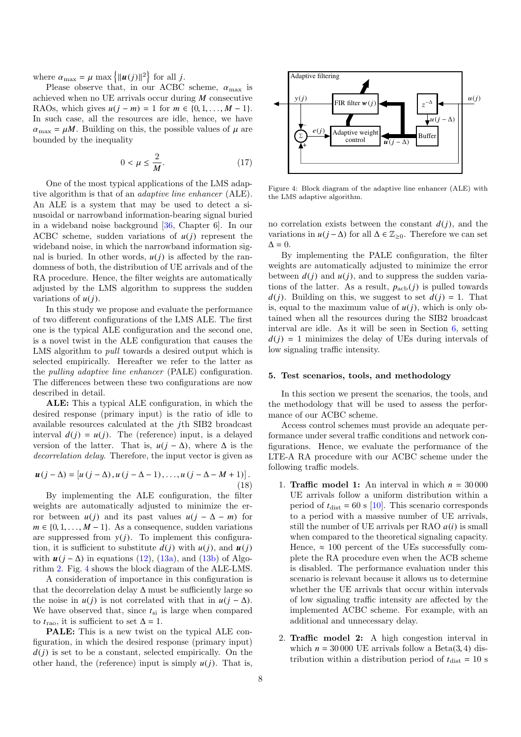where $\alpha_{\max} = \mu \max \left\{ \|\boldsymbol{u}(j)\|^2 \right\}$ for all $j$.

Please observe that, in our ACBC scheme, $\alpha_{\max}$ is achieved when no UE arrivals occur during $M$ consecutive RAOs, which gives $u(j-m) = 1$ for $m \in \{0, 1, \ldots, M-1\}$. In such case, all the resources are idle, hence, we have $\alpha_{\max} = \mu M$. Building on this, the possible values of $\mu$ are bounded by the inequality

$$0 < \mu \leq \frac{2}{M}. \tag{17}$$

One of the most typical applications of the LMS adaptive algorithm is that of an *adaptive line enhancer* (ALE). An ALE is a system that may be used to detect a sinusoidal or narrowband information-bearing signal buried in a wideband noise background [36, Chapter 6]. In our ACBC scheme, sudden variations of $u(j)$ represent the wideband noise, in which the narrowband information signal is buried. In other words, $u(j)$ is affected by the randomness of both, the distribution of UE arrivals and of the RA procedure. Hence, the filter weights are automatically adjusted by the LMS algorithm to suppress the sudden variations of $u(j)$.

In this study we propose and evaluate the performance of two different configurations of the LMS ALE. The first one is the typical ALE configuration and the second one, is a novel twist in the ALE configuration that causes the LMS algorithm to *pull* towards a desired output which is selected empirically. Hereafter we refer to the latter as the *pulling adaptive line enhancer* (PALE) configuration. The differences between these two configurations are now described in detail.

**ALE:** This a typical ALE configuration, in which the desired response (primary input) is the ratio of idle to available resources calculated at the $j$th SIB2 broadcast interval $d(j) = u(j)$. The (reference) input, is a delayed version of the latter. That is, $u(j-\Delta)$, where $\Delta$ is the *decorrelation delay*. Therefore, the input vector is given as

$$\boldsymbol{u}(j-\Delta) = \left[u(j-\Delta), u(j-\Delta-1), \ldots, u(j-\Delta-M+1)\right]. \tag{18}$$

By implementing the ALE configuration, the filter weights are automatically adjusted to minimize the error between $u(j)$ and its past values $u(j-\Delta-m)$ for $m \in \{0, 1, \ldots, M-1\}$. As a consequence, sudden variations are suppressed from $y(j)$. To implement this configuration, it is sufficient to substitute $d(j)$ with $u(j)$, and $\boldsymbol{u}(j)$ with $\boldsymbol{u}(j-\Delta)$ in equations (12), (13a), and (13b) of Algorithm 2. Fig. 4 shows the block diagram of the ALE-LMS.

A consideration of importance in this configuration is that the decorrelation delay $\Delta$ must be sufficiently large so the noise in $u(j)$ is not correlated with that in $u(j-\Delta)$. We have observed that, since $t_{\mathrm{si}}$ is large when compared to $t_{\mathrm{rao}}$, it is sufficient to set $\Delta = 1$.

**PALE:** This is a new twist on the typical ALE configuration, in which the desired response (primary input) $d(j)$ is set to be a constant, selected empirically. On the other hand, the (reference) input is simply $u(j)$. That is,

Adaptive filtering
$y(j)$
FIR filter $\boldsymbol{w}(j)$
$z^{-\Delta}$
$u(j)$
$u(j-\Delta)$
$\Sigma$
$e(j)$
Adaptive weight control
$\boldsymbol{u}(j-\Delta)$
Buffer
+

Figure 4: Block diagram of the adaptive line enhancer (ALE) with the LMS adaptive algorithm.

no correlation exists between the constant $d(j)$, and the variations in $u(j-\Delta)$ for all $\Delta \in \mathbb{Z}_{\geq 0}$. Therefore we can set $\Delta = 0$.

By implementing the PALE configuration, the filter weights are automatically adjusted to minimize the error between $d(j)$ and $u(j)$, and to suppress the sudden variations of the latter. As a result, $p_{\mathrm{acb}}(j)$ is pulled towards $d(j)$. Building on this, we suggest to set $d(j) = 1$. That is, equal to the maximum value of $u(j)$, which is only obtained when all the resources during the SIB2 broadcast interval are idle. As it will be seen in Section 6, setting $d(j) = 1$ minimizes the delay of UEs during intervals of low signaling traffic intensity.

## 5. Test scenarios, tools, and methodology

In this section we present the scenarios, the tools, and the methodology that will be used to assess the performance of our ACBC scheme.

Access control schemes must provide an adequate performance under several traffic conditions and network configurations. Hence, we evaluate the performance of the LTE-A RA procedure with our ACBC scheme under the following traffic models.

1. **Traffic model 1:** An interval in which $n = 30\,000$ UE arrivals follow a uniform distribution within a period of $t_{\mathrm{dist}} = 60$ s [10]. This scenario corresponds to a period with a massive number of UE arrivals, still the number of UE arrivals per RAO $a(i)$ is small when compared to the theoretical signaling capacity. Hence, $\approx 100$ percent of the UEs successfully complete the RA procedure even when the ACB scheme is disabled. The performance evaluation under this scenario is relevant because it allows us to determine whether the UE arrivals that occur within intervals of low signaling traffic intensity are affected by the implemented ACBC scheme. For example, with an additional and unnecessary delay.

2. **Traffic model 2:** A high congestion interval in which $n = 30\,000$ UE arrivals follow a Beta(3,4) distribution within a distribution period of $t_{\mathrm{dist}} = 10$ s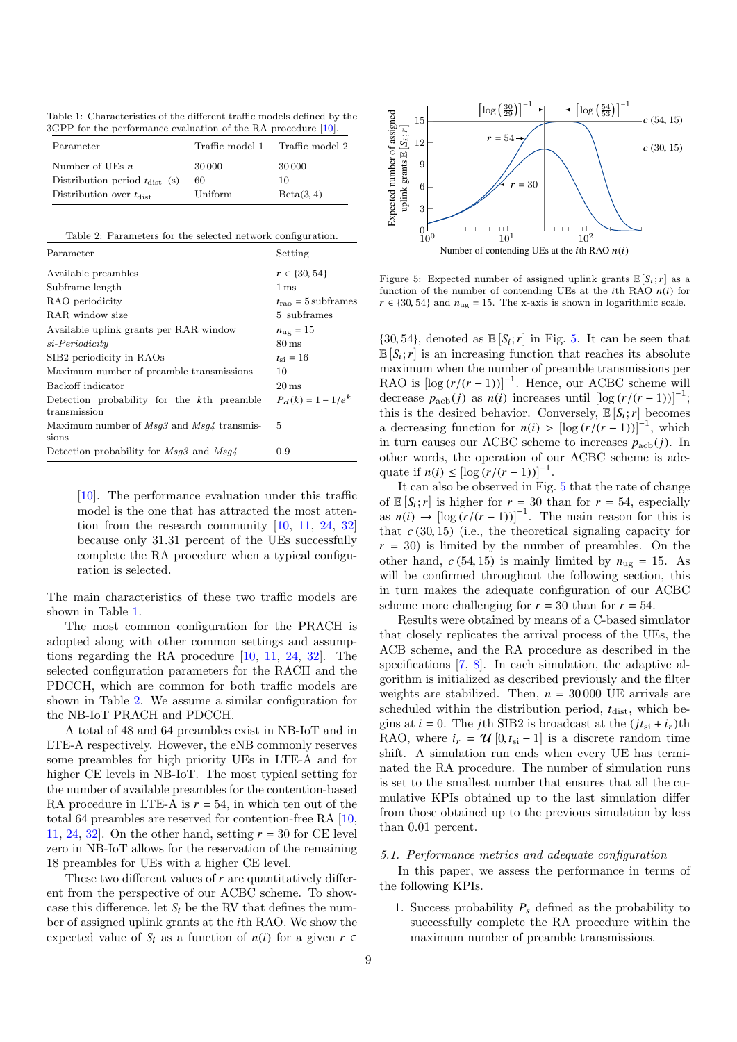Table 1: Characteristics of the different traffic models defined by the 3GPP for the performance evaluation of the RA procedure [10].

| Parameter | Traffic model 1 | Traffic model 2 |
|---|---|---|
| Number of UEs $n$ | 30 000 | 30 000 |
| Distribution period $t_{\text{dist}}$ (s) | 60 | 10 |
| Distribution over $t_{\text{dist}}$ | Uniform | Beta(3, 4) |

Table 2: Parameters for the selected network configuration.

| Parameter | Setting |
|---|---|
| Available preambles | $r \in \{30, 54\}$ |
| Subframe length | 1 ms |
| RAO periodicity | $t_{\text{rao}} = 5$ subframes |
| RAR window size | 5 subframes |
| Available uplink grants per RAR window | $n_{\text{ug}} = 15$ |
| *si-Periodicity* | 80 ms |
| SIB2 periodicity in RAOs | $t_{\text{si}} = 16$ |
| Maximum number of preamble transmissions | 10 |
| Backoff indicator | 20 ms |
| Detection probability for the $k$th preamble transmission | $P_d(k) = 1 - 1/e^k$ |
| Maximum number of *Msg3* and *Msg4* transmissions | 5 |
| Detection probability for *Msg3* and *Msg4* | 0.9 |

[10]. The performance evaluation under this traffic model is the one that has attracted the most attention from the research community [10, 11, 24, 32] because only 31.31 percent of the UEs successfully complete the RA procedure when a typical configuration is selected.

The main characteristics of these two traffic models are shown in Table 1.

The most common configuration for the PRACH is adopted along with other common settings and assumptions regarding the RA procedure [10, 11, 24, 32]. The selected configuration parameters for the RACH and the PDCCH, which are common for both traffic models are shown in Table 2. We assume a similar configuration for the NB-IoT PRACH and PDCCH.

A total of 48 and 64 preambles exist in NB-IoT and in LTE-A respectively. However, the eNB commonly reserves some preambles for high priority UEs in LTE-A and for higher CE levels in NB-IoT. The most typical setting for the number of available preambles for the contention-based RA procedure in LTE-A is $r = 54$, in which ten out of the total 64 preambles are reserved for contention-free RA [10, 11, 24, 32]. On the other hand, setting $r = 30$ for CE level zero in NB-IoT allows for the reservation of the remaining 18 preambles for UEs with a higher CE level.

These two different values of $r$ are quantitatively different from the perspective of our ACBC scheme. To showcase this difference, let $S_i$ be the RV that defines the number of assigned uplink grants at the $i$th RAO. We show the expected value of $S_i$ as a function of $n(i)$ for a given $r \in \{30, 54\}$, denoted as $\mathbb{E}[S_i; r]$ in Fig. 5. It can be seen that $\mathbb{E}[S_i; r]$ is an increasing function that reaches its absolute maximum when the number of preamble transmissions per RAO is $[\log(r/(r-1))]^{-1}$. Hence, our ACBC scheme will decrease $p_{\text{acb}}(j)$ as $n(i)$ increases until $[\log(r/(r-1))]^{-1}$; this is the desired behavior. Conversely, $\mathbb{E}[S_i; r]$ becomes a decreasing function for $n(i) > [\log(r/(r-1))]^{-1}$, which in turn causes our ACBC scheme to increases $p_{\text{acb}}(j)$. In other words, the operation of our ACBC scheme is adequate if $n(i) \leq [\log(r/(r-1))]^{-1}$.

$[\log(\frac{30}{29})]^{-1}$
$[\log(\frac{54}{53})]^{-1}$
Expected number of assigned uplink grants $\mathbb{E}[S_i; r]$
15
12
9
6
3
0
$r = 54$
$r = 30$
$c(54, 15)$
$c(30, 15)$
$10^0$
$10^1$
$10^2$
Number of contending UEs at the $i$th RAO $n(i)$

Figure 5: Expected number of assigned uplink grants $\mathbb{E}[S_i; r]$ as a function of the number of contending UEs at the $i$th RAO $n(i)$ for $r \in \{30, 54\}$ and $n_{\text{ug}} = 15$. The x-axis is shown in logarithmic scale.

It can also be observed in Fig. 5 that the rate of change of $\mathbb{E}[S_i; r]$ is higher for $r = 30$ than for $r = 54$, especially as $n(i) \to [\log(r/(r-1))]^{-1}$. The main reason for this is that $c(30, 15)$ (i.e., the theoretical signaling capacity for $r = 30$) is limited by the number of preambles. On the other hand, $c(54, 15)$ is mainly limited by $n_{\text{ug}} = 15$. As will be confirmed throughout the following section, this in turn makes the adequate configuration of our ACBC scheme more challenging for $r = 30$ than for $r = 54$.

Results were obtained by means of a C-based simulator that closely replicates the arrival process of the UEs, the ACB scheme, and the RA procedure as described in the specifications [7, 8]. In each simulation, the adaptive algorithm is initialized as described previously and the filter weights are stabilized. Then, $n = 30\,000$ UE arrivals are scheduled within the distribution period, $t_{\text{dist}}$, which begins at $i = 0$. The $j$th SIB2 is broadcast at the $(jt_{\text{si}} + i_r)$th RAO, where $i_r = \mathcal{U}[0, t_{\text{si}} - 1]$ is a discrete random time shift. A simulation run ends when every UE has terminated the RA procedure. The number of simulation runs is set to the smallest number that ensures that all the cumulative KPIs obtained up to the last simulation differ from those obtained up to the previous simulation by less than 0.01 percent.

### 5.1. Performance metrics and adequate configuration

In this paper, we assess the performance in terms of the following KPIs.

1. Success probability $P_s$ defined as the probability to successfully complete the RA procedure within the maximum number of preamble transmissions.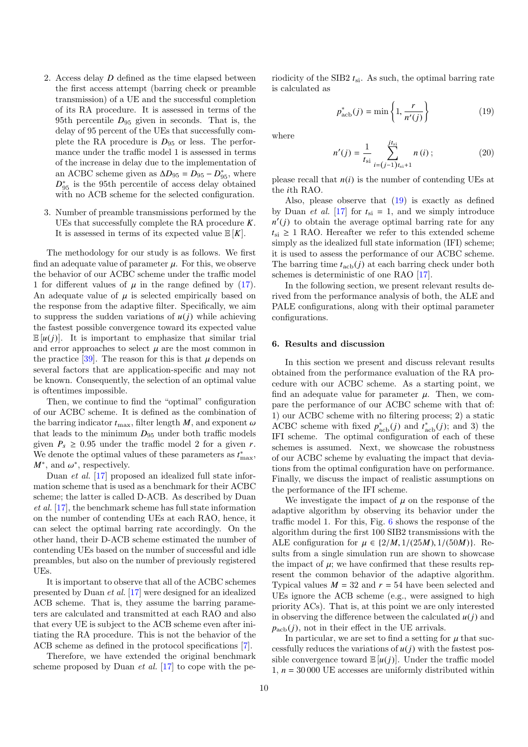2. Access delay $D$ defined as the time elapsed between the first access attempt (barring check or preamble transmission) of a UE and the successful completion of its RA procedure. It is assessed in terms of the 95th percentile $D_{95}$ given in seconds. That is, the delay of 95 percent of the UEs that successfully complete the RA procedure is $D_{95}$ or less. The performance under the traffic model 1 is assessed in terms of the increase in delay due to the implementation of an ACBC scheme given as $\Delta D_{95} = D_{95} - D_{95}^{*}$, where $D_{95}^{*}$ is the 95th percentile of access delay obtained with no ACB scheme for the selected configuration.

3. Number of preamble transmissions performed by the UEs that successfully complete the RA procedure $K$. It is assessed in terms of its expected value $\mathbb{E}[K]$.

The methodology for our study is as follows. We first find an adequate value of parameter $\mu$. For this, we observe the behavior of our ACBC scheme under the traffic model 1 for different values of $\mu$ in the range defined by (17). An adequate value of $\mu$ is selected empirically based on the response from the adaptive filter. Specifically, we aim to suppress the sudden variations of $u(j)$ while achieving the fastest possible convergence toward its expected value $\mathbb{E}[u(j)]$. It is important to emphasize that similar trial and error approaches to select $\mu$ are the most common in the practice [39]. The reason for this is that $\mu$ depends on several factors that are application-specific and may not be known. Consequently, the selection of an optimal value is oftentimes impossible.

Then, we continue to find the "optimal" configuration of our ACBC scheme. It is defined as the combination of the barring indicator $t_{\max}$, filter length $M$, and exponent $\omega$ that leads to the minimum $D_{95}$ under both traffic models given $P_s \geq 0.95$ under the traffic model 2 for a given $r$. We denote the optimal values of these parameters as $t_{\max}^{*}$, $M^{*}$, and $\omega^{*}$, respectively.

Duan *et al.* [17] proposed an idealized full state information scheme that is used as a benchmark for their ACBC scheme; the latter is called D-ACB. As described by Duan *et al.* [17], the benchmark scheme has full state information on the number of contending UEs at each RAO, hence, it can select the optimal barring rate accordingly. On the other hand, their D-ACB scheme estimated the number of contending UEs based on the number of successful and idle preambles, but also on the number of previously registered UEs.

It is important to observe that all of the ACBC schemes presented by Duan *et al.* [17] were designed for an idealized ACB scheme. That is, they assume the barring parameters are calculated and transmitted at each RAO and also that every UE is subject to the ACB scheme even after initiating the RA procedure. This is not the behavior of the ACB scheme as defined in the protocol specifications [7].

Therefore, we have extended the original benchmark scheme proposed by Duan *et al.* [17] to cope with the periodicity of the SIB2 $t_{\text{si}}$. As such, the optimal barring rate is calculated as

$$p_{\text{acb}}^{*}(j) = \min\left\{1, \frac{r}{n'(j)}\right\} \tag{19}$$

where

$$n'(j) = \frac{1}{t_{\text{si}}} \sum_{i=(j-1)t_{\text{si}}+1}^{jt_{\text{si}}} n(i)\,; \tag{20}$$

please recall that $n(i)$ is the number of contending UEs at the $i$th RAO.

Also, please observe that (19) is exactly as defined by Duan *et al.* [17] for $t_{\text{si}} = 1$, and we simply introduce $n'(j)$ to obtain the average optimal barring rate for any $t_{\text{si}} \geq 1$ RAO. Hereafter we refer to this extended scheme simply as the idealized full state information (IFI) scheme; it is used to assess the performance of our ACBC scheme. The barring time $t_{\text{acb}}(j)$ at each barring check under both schemes is deterministic of one RAO [17].

In the following section, we present relevant results derived from the performance analysis of both, the ALE and PALE configurations, along with their optimal parameter configurations.

## 6. Results and discussion

In this section we present and discuss relevant results obtained from the performance evaluation of the RA procedure with our ACBC scheme. As a starting point, we find an adequate value for parameter $\mu$. Then, we compare the performance of our ACBC scheme with that of: 1) our ACBC scheme with no filtering process; 2) a static ACBC scheme with fixed $p_{\text{acb}}^{*}(j)$ and $t_{\text{acb}}^{*}(j)$; and 3) the IFI scheme. The optimal configuration of each of these schemes is assumed. Next, we showcase the robustness of our ACBC scheme by evaluating the impact that deviations from the optimal configuration have on performance. Finally, we discuss the impact of realistic assumptions on the performance of the IFI scheme.

We investigate the impact of $\mu$ on the response of the adaptive algorithm by observing its behavior under the traffic model 1. For this, Fig. 6 shows the response of the algorithm during the first 100 SIB2 transmissions with the ALE configuration for $\mu \in \{2/M, 1/(25M), 1/(50M)\}$. Results from a single simulation run are shown to showcase the impact of $\mu$; we have confirmed that these results represent the common behavior of the adaptive algorithm. Typical values $M = 32$ and $r = 54$ have been selected and UEs ignore the ACB scheme (e.g., were assigned to high priority ACs). That is, at this point we are only interested in observing the difference between the calculated $u(j)$ and $p_{\text{acb}}(j)$, not in their effect in the UE arrivals.

In particular, we are set to find a setting for $\mu$ that successfully reduces the variations of $u(j)$ with the fastest possible convergence toward $\mathbb{E}[u(j)]$. Under the traffic model 1, $n = 30\,000$ UE accesses are uniformly distributed within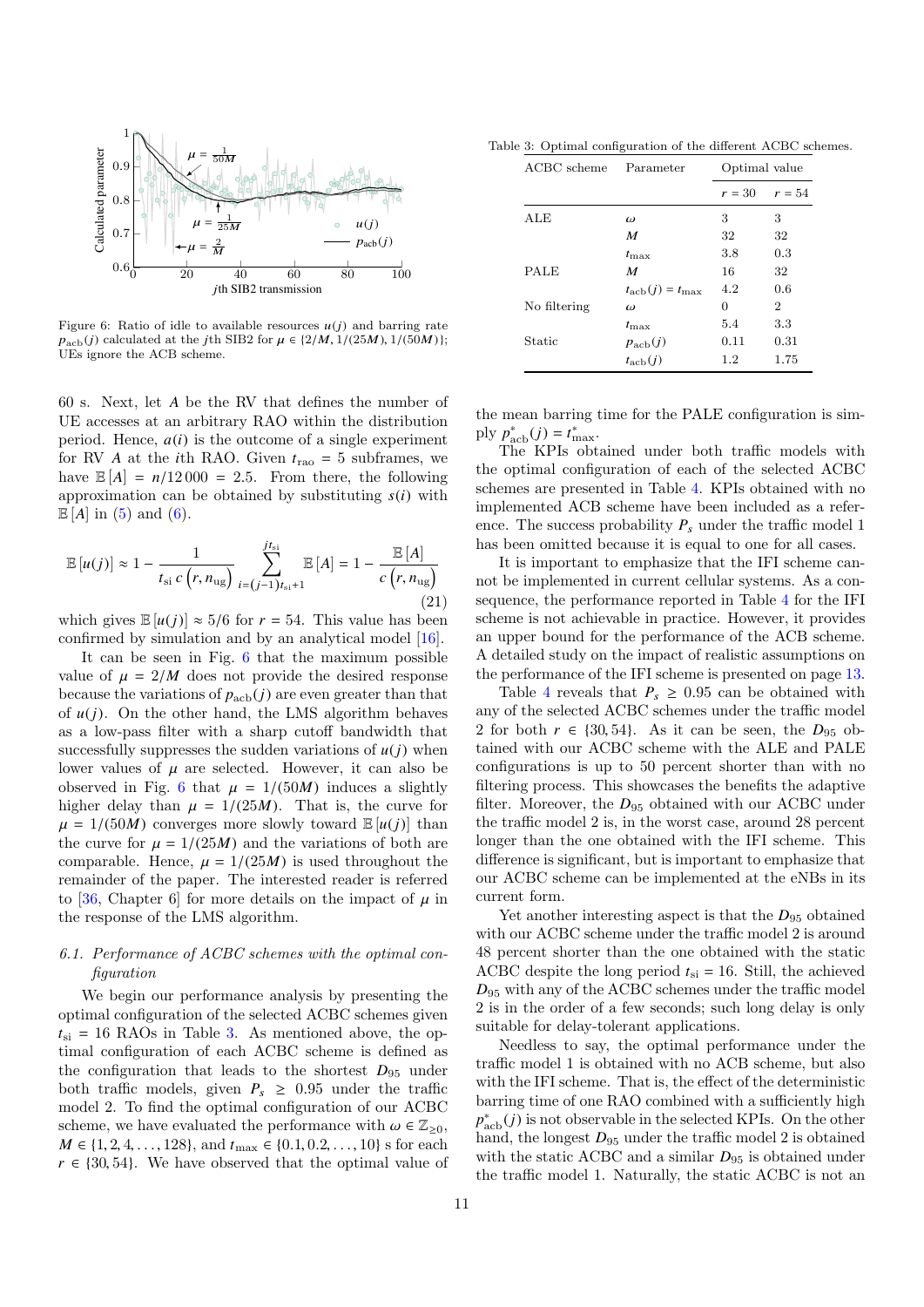Figure 6: Ratio of idle to available resources $u(j)$ and barring rate $p_{\mathrm{acb}}(j)$ calculated at the $j$th SIB2 for $\mu \in \{2/M, 1/(25M), 1/(50M)\}$; UEs ignore the ACB scheme.

60 s. Next, let $A$ be the RV that defines the number of UE accesses at an arbitrary RAO within the distribution period. Hence, $a(i)$ is the outcome of a single experiment for RV $A$ at the $i$th RAO. Given $t_{\mathrm{rao}} = 5$ subframes, we have $\mathbb{E}[A] = n/12\,000 = 2.5$. From there, the following approximation can be obtained by substituting $s(i)$ with $\mathbb{E}[A]$ in (5) and (6).

$$\mathbb{E}[u(j)] \approx 1 - \frac{1}{t_{\mathrm{si}}\, c\left(r, n_{\mathrm{ug}}\right)} \sum_{i=(j-1)t_{\mathrm{si}}+1}^{jt_{\mathrm{si}}} \mathbb{E}[A] = 1 - \frac{\mathbb{E}[A]}{c\left(r, n_{\mathrm{ug}}\right)} \tag{21}$$

which gives $\mathbb{E}[u(j)] \approx 5/6$ for $r = 54$. This value has been confirmed by simulation and by an analytical model [16].

It can be seen in Fig. 6 that the maximum possible value of $\mu = 2/M$ does not provide the desired response because the variations of $p_{\mathrm{acb}}(j)$ are even greater than that of $u(j)$. On the other hand, the LMS algorithm behaves as a low-pass filter with a sharp cutoff bandwidth that successfully suppresses the sudden variations of $u(j)$ when lower values of $\mu$ are selected. However, it can also be observed in Fig. 6 that $\mu = 1/(50M)$ induces a slightly higher delay than $\mu = 1/(25M)$. That is, the curve for $\mu = 1/(50M)$ converges more slowly toward $\mathbb{E}[u(j)]$ than the curve for $\mu = 1/(25M)$ and the variations of both are comparable. Hence, $\mu = 1/(25M)$ is used throughout the remainder of the paper. The interested reader is referred to [36, Chapter 6] for more details on the impact of $\mu$ in the response of the LMS algorithm.

### 6.1. Performance of ACBC schemes with the optimal configuration

We begin our performance analysis by presenting the optimal configuration of the selected ACBC schemes given $t_{\mathrm{si}} = 16$ RAOs in Table 3. As mentioned above, the optimal configuration of each ACBC scheme is defined as the configuration that leads to the shortest $D_{95}$ under both traffic models, given $P_s \geq 0.95$ under the traffic model 2. To find the optimal configuration of our ACBC scheme, we have evaluated the performance with $\omega \in \mathbb{Z}_{\geq 0}$, $M \in \{1, 2, 4, \ldots, 128\}$, and $t_{\max} \in \{0.1, 0.2, \ldots, 10\}$ s for each $r \in \{30, 54\}$. We have observed that the optimal value of

Table 3: Optimal configuration of the different ACBC schemes.

| ACBC scheme | Parameter | Optimal value | |
|---|---|---|---|
| | | $r = 30$ | $r = 54$ |
| ALE | $\omega$ | 3 | 3 |
| | $M$ | 32 | 32 |
| | $t_{\max}$ | 3.8 | 0.3 |
| PALE | $M$ | 16 | 32 |
| | $t_{\mathrm{acb}}(j) = t_{\max}$ | 4.2 | 0.6 |
| No filtering | $\omega$ | 0 | 2 |
| | $t_{\max}$ | 5.4 | 3.3 |
| Static | $p_{\mathrm{acb}}(j)$ | 0.11 | 0.31 |
| | $t_{\mathrm{acb}}(j)$ | 1.2 | 1.75 |

the mean barring time for the PALE configuration is simply $p^*_{\mathrm{acb}}(j) = t^*_{\max}$.

The KPIs obtained under both traffic models with the optimal configuration of each of the selected ACBC schemes are presented in Table 4. KPIs obtained with no implemented ACB scheme have been included as a reference. The success probability $P_s$ under the traffic model 1 has been omitted because it is equal to one for all cases.

It is important to emphasize that the IFI scheme cannot be implemented in current cellular systems. As a consequence, the performance reported in Table 4 for the IFI scheme is not achievable in practice. However, it provides an upper bound for the performance of the ACB scheme. A detailed study on the impact of realistic assumptions on the performance of the IFI scheme is presented on page 13.

Table 4 reveals that $P_s \geq 0.95$ can be obtained with any of the selected ACBC schemes under the traffic model 2 for both $r \in \{30, 54\}$. As it can be seen, the $D_{95}$ obtained with our ACBC scheme with the ALE and PALE configurations is up to 50 percent shorter than with no filtering process. This showcases the benefits the adaptive filter. Moreover, the $D_{95}$ obtained with our ACBC under the traffic model 2 is, in the worst case, around 28 percent longer than the one obtained with the IFI scheme. This difference is significant, but is important to emphasize that our ACBC scheme can be implemented at the eNBs in its current form.

Yet another interesting aspect is that the $D_{95}$ obtained with our ACBC scheme under the traffic model 2 is around 48 percent shorter than the one obtained with the static ACBC despite the long period $t_{\mathrm{si}} = 16$. Still, the achieved $D_{95}$ with any of the ACBC schemes under the traffic model 2 is in the order of a few seconds; such long delay is only suitable for delay-tolerant applications.

Needless to say, the optimal performance under the traffic model 1 is obtained with no ACB scheme, but also with the IFI scheme. That is, the effect of the deterministic barring time of one RAO combined with a sufficiently high $p^*_{\mathrm{acb}}(j)$ is not observable in the selected KPIs. On the other hand, the longest $D_{95}$ under the traffic model 2 is obtained with the static ACBC and a similar $D_{95}$ is obtained under the traffic model 1. Naturally, the static ACBC is not an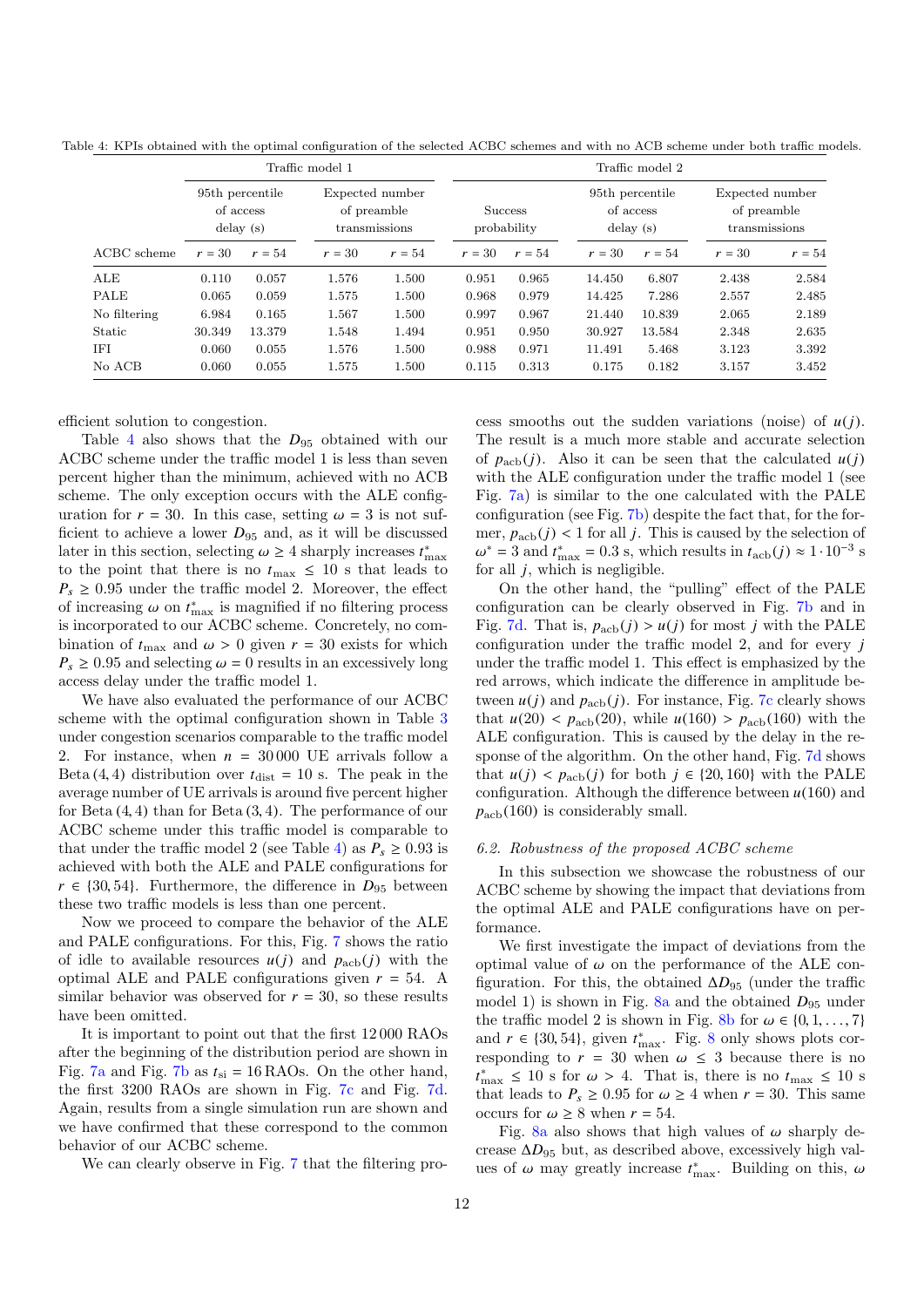Table 4: KPIs obtained with the optimal configuration of the selected ACBC schemes and with no ACB scheme under both traffic models.

| | Traffic model 1 | | | | Traffic model 2 | | | | | |
|---|---|---|---|---|---|---|---|---|---|---|
| | 95th percentile of access delay (s) | | Expected number of preamble transmissions | | Success probability | | 95th percentile of access delay (s) | | Expected number of preamble transmissions | |
| ACBC scheme | $r = 30$ | $r = 54$ | $r = 30$ | $r = 54$ | $r = 30$ | $r = 54$ | $r = 30$ | $r = 54$ | $r = 30$ | $r = 54$ |
| ALE | 0.110 | 0.057 | 1.576 | 1.500 | 0.951 | 0.965 | 14.450 | 6.807 | 2.438 | 2.584 |
| PALE | 0.065 | 0.059 | 1.575 | 1.500 | 0.968 | 0.979 | 14.425 | 7.286 | 2.557 | 2.485 |
| No filtering | 6.984 | 0.165 | 1.567 | 1.500 | 0.997 | 0.967 | 21.440 | 10.839 | 2.065 | 2.189 |
| Static | 30.349 | 13.379 | 1.548 | 1.494 | 0.951 | 0.950 | 30.927 | 13.584 | 2.348 | 2.635 |
| IFI | 0.060 | 0.055 | 1.576 | 1.500 | 0.988 | 0.971 | 11.491 | 5.468 | 3.123 | 3.392 |
| No ACB | 0.060 | 0.055 | 1.575 | 1.500 | 0.115 | 0.313 | 0.175 | 0.182 | 3.157 | 3.452 |

efficient solution to congestion.

Table 4 also shows that the $D_{95}$ obtained with our ACBC scheme under the traffic model 1 is less than seven percent higher than the minimum, achieved with no ACB scheme. The only exception occurs with the ALE configuration for $r = 30$. In this case, setting $\omega = 3$ is not sufficient to achieve a lower $D_{95}$ and, as it will be discussed later in this section, selecting $\omega \geq 4$ sharply increases $t^*_{\max}$ to the point that there is no $t_{\max} \leq 10$ s that leads to $P_s \geq 0.95$ under the traffic model 2. Moreover, the effect of increasing $\omega$ on $t^*_{\max}$ is magnified if no filtering process is incorporated to our ACBC scheme. Concretely, no combination of $t_{\max}$ and $\omega > 0$ given $r = 30$ exists for which $P_s \geq 0.95$ and selecting $\omega = 0$ results in an excessively long access delay under the traffic model 1.

We have also evaluated the performance of our ACBC scheme with the optimal configuration shown in Table 3 under congestion scenarios comparable to the traffic model 2. For instance, when $n = 30\,000$ UE arrivals follow a Beta (4, 4) distribution over $t_{\text{dist}} = 10$ s. The peak in the average number of UE arrivals is around five percent higher for Beta (4, 4) than for Beta (3, 4). The performance of our ACBC scheme under this traffic model is comparable to that under the traffic model 2 (see Table 4) as $P_s \geq 0.93$ is achieved with both the ALE and PALE configurations for $r \in \{30, 54\}$. Furthermore, the difference in $D_{95}$ between these two traffic models is less than one percent.

Now we proceed to compare the behavior of the ALE and PALE configurations. For this, Fig. 7 shows the ratio of idle to available resources $u(j)$ and $p_{\text{acb}}(j)$ with the optimal ALE and PALE configurations given $r = 54$. A similar behavior was observed for $r = 30$, so these results have been omitted.

It is important to point out that the first 12 000 RAOs after the beginning of the distribution period are shown in Fig. 7a and Fig. 7b as $t_{\text{si}} = 16$ RAOs. On the other hand, the first 3200 RAOs are shown in Fig. 7c and Fig. 7d. Again, results from a single simulation run are shown and we have confirmed that these correspond to the common behavior of our ACBC scheme.

We can clearly observe in Fig. 7 that the filtering process smooths out the sudden variations (noise) of $u(j)$. The result is a much more stable and accurate selection of $p_{\text{acb}}(j)$. Also it can be seen that the calculated $u(j)$ with the ALE configuration under the traffic model 1 (see Fig. 7a) is similar to the one calculated with the PALE configuration (see Fig. 7b) despite the fact that, for the former, $p_{\text{acb}}(j) < 1$ for all $j$. This is caused by the selection of $\omega^* = 3$ and $t^*_{\max} = 0.3$ s, which results in $t_{\text{acb}}(j) \approx 1 \cdot 10^{-3}$ s for all $j$, which is negligible.

On the other hand, the "pulling" effect of the PALE configuration can be clearly observed in Fig. 7b and in Fig. 7d. That is, $p_{\text{acb}}(j) > u(j)$ for most $j$ with the PALE configuration under the traffic model 2, and for every $j$ under the traffic model 1. This effect is emphasized by the red arrows, which indicate the difference in amplitude between $u(j)$ and $p_{\text{acb}}(j)$. For instance, Fig. 7c clearly shows that $u(20) < p_{\text{acb}}(20)$, while $u(160) > p_{\text{acb}}(160)$ with the ALE configuration. This is caused by the delay in the response of the algorithm. On the other hand, Fig. 7d shows that $u(j) < p_{\text{acb}}(j)$ for both $j \in \{20, 160\}$ with the PALE configuration. Although the difference between $u(160)$ and $p_{\text{acb}}(160)$ is considerably small.

### 6.2. Robustness of the proposed ACBC scheme

In this subsection we showcase the robustness of our ACBC scheme by showing the impact that deviations from the optimal ALE and PALE configurations have on performance.

We first investigate the impact of deviations from the optimal value of $\omega$ on the performance of the ALE configuration. For this, the obtained $\Delta D_{95}$ (under the traffic model 1) is shown in Fig. 8a and the obtained $D_{95}$ under the traffic model 2 is shown in Fig. 8b for $\omega \in \{0, 1, \ldots, 7\}$ and $r \in \{30, 54\}$, given $t^*_{\max}$. Fig. 8 only shows plots corresponding to $r = 30$ when $\omega \leq 3$ because there is no $t^*_{\max} \leq 10$ s for $\omega > 4$. That is, there is no $t_{\max} \leq 10$ s that leads to $P_s \geq 0.95$ for $\omega \geq 4$ when $r = 30$. This same occurs for $\omega \geq 8$ when $r = 54$.

Fig. 8a also shows that high values of $\omega$ sharply decrease $\Delta D_{95}$ but, as described above, excessively high values of $\omega$ may greatly increase $t^*_{\max}$. Building on this, $\omega$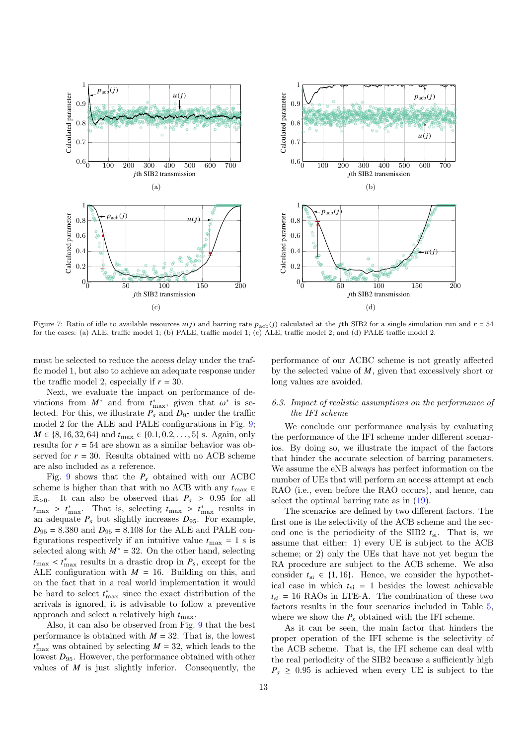1
$p_{\rm acb}(j)$
$u(j)$
0.9
0.8
0.7
0.6
0 100 200 300 400 500 600 700
Calculated parameter
$j$th SIB2 transmission
(a)

1
0.9
0.8
0.7
0.6
$p_{\rm acb}(j)$
$u(j)$
0 100 200 300 400 500 600 700
Calculated parameter
$j$th SIB2 transmission
(b)

1
0.8
0.6
0.4
0.2
0
$p_{\rm acb}(j)$
$u(j)$
0 50 100 150 200
Calculated parameter
$j$th SIB2 transmission
(c)

1
0.8
0.6
0.4
0.2
0
$p_{\rm acb}(j)$
$u(j)$
0 50 100 150 200
Calculated parameter
$j$th SIB2 transmission
(d)

Figure 7: Ratio of idle to available resources $u(j)$ and barring rate $p_{\rm acb}(j)$ calculated at the $j$th SIB2 for a single simulation run and $r = 54$ for the cases: (a) ALE, traffic model 1; (b) PALE, traffic model 1; (c) ALE, traffic model 2; and (d) PALE traffic model 2.

must be selected to reduce the access delay under the traffic model 1, but also to achieve an adequate response under the traffic model 2, especially if $r = 30$.

Next, we evaluate the impact on performance of deviations from $M^*$ and from $t^*_{\max}$, given that $\omega^*$ is selected. For this, we illustrate $P_s$ and $D_{95}$ under the traffic model 2 for the ALE and PALE configurations in Fig. 9; $M \in \{8, 16, 32, 64\}$ and $t_{\max} \in \{0.1, 0.2, \ldots, 5\}$ s. Again, only results for $r = 54$ are shown as a similar behavior was observed for $r = 30$. Results obtained with no ACB scheme are also included as a reference.

Fig. 9 shows that the $P_s$ obtained with our ACBC scheme is higher than that with no ACB with any $t_{\max} \in \mathbb{R}_{>0}$. It can also be observed that $P_s > 0.95$ for all $t_{\max} > t^*_{\max}$. That is, selecting $t_{\max} > t^*_{\max}$ results in an adequate $P_s$ but slightly increases $D_{95}$. For example, $D_{95} = 8.380$ and $D_{95} = 8.108$ for the ALE and PALE configurations respectively if an intuitive value $t_{\max} = 1$ s is selected along with $M^* = 32$. On the other hand, selecting $t_{\max} < t^*_{\max}$ results in a drastic drop in $P_s$, except for the ALE configuration with $M = 16$. Building on this, and on the fact that in a real world implementation it would be hard to select $t^*_{\max}$ since the exact distribution of the arrivals is ignored, it is advisable to follow a preventive approach and select a relatively high $t_{\max}$.

Also, it can also be observed from Fig. 9 that the best performance is obtained with $M = 32$. That is, the lowest $t^*_{\max}$ was obtained by selecting $M = 32$, which leads to the lowest $D_{95}$. However, the performance obtained with other values of $M$ is just slightly inferior. Consequently, the performance of our ACBC scheme is not greatly affected by the selected value of $M$, given that excessively short or long values are avoided.

### 6.3. Impact of realistic assumptions on the performance of the IFI scheme

We conclude our performance analysis by evaluating the performance of the IFI scheme under different scenarios. By doing so, we illustrate the impact of the factors that hinder the accurate selection of barring parameters. We assume the eNB always has perfect information on the number of UEs that will perform an access attempt at each RAO (i.e., even before the RAO occurs), and hence, can select the optimal barring rate as in (19).

The scenarios are defined by two different factors. The first one is the selectivity of the ACB scheme and the second one is the periodicity of the SIB2 $t_{\rm si}$. That is, we assume that either: 1) every UE is subject to the ACB scheme; or 2) only the UEs that have not yet begun the RA procedure are subject to the ACB scheme. We also consider $t_{\rm si} \in \{1, 16\}$. Hence, we consider the hypothetical case in which $t_{\rm si} = 1$ besides the lowest achievable $t_{\rm si} = 16$ RAOs in LTE-A. The combination of these two factors results in the four scenarios included in Table 5, where we show the $P_s$ obtained with the IFI scheme.

As it can be seen, the main factor that hinders the proper operation of the IFI scheme is the selectivity of the ACB scheme. That is, the IFI scheme can deal with the real periodicity of the SIB2 because a sufficiently high $P_s \geq 0.95$ is achieved when every UE is subject to the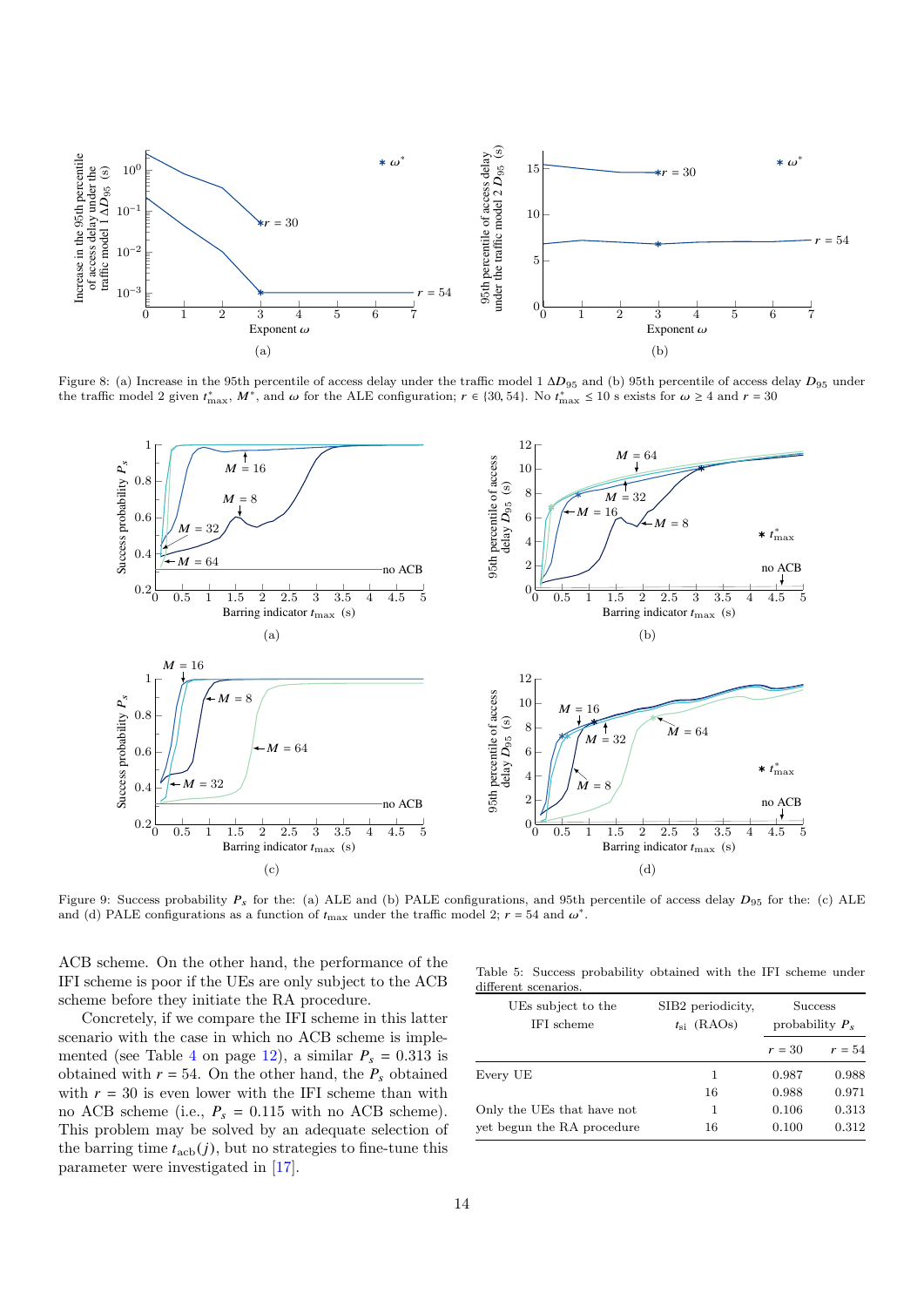Increase in the 95th percentile of access delay under the traffic model 1 $\Delta D_{95}$ (s)

$10^0$

$10^{-1}$

$10^{-2}$

$10^{-3}$

$r = 30$

$r = 54$

$\omega^*$

0 1 2 3 4 5 6 7

Exponent $\omega$

(a)

95th percentile of access delay under the traffic model 2 $D_{95}$ (s)

15

10

5

0

$r = 30$

$r = 54$

$\omega^*$

0 1 2 3 4 5 6 7

Exponent $\omega$

(b)

Figure 8: (a) Increase in the 95th percentile of access delay under the traffic model 1 $\Delta D_{95}$ and (b) 95th percentile of access delay $D_{95}$ under the traffic model 2 given $t^*_{\max}$, $M^*$, and $\omega$ for the ALE configuration; $r \in \{30, 54\}$. No $t^*_{\max} \leq 10$ s exists for $\omega \geq 4$ and $r = 30$

Success probability $P_s$

1

0.8

0.6

0.4

0.2

$M = 16$

$M = 8$

$M = 32$

$M = 64$

no ACB

0 0.5 1 1.5 2 2.5 3 3.5 4 4.5 5

Barring indicator $t_{\max}$ (s)

(a)

95th percentile of access delay $D_{95}$ (s)

12

10

8

6

4

2

0

$M = 64$

$M = 32$

$M = 16$

$M = 8$

$t^*_{\max}$

no ACB

0 0.5 1 1.5 2 2.5 3 3.5 4 4.5 5

Barring indicator $t_{\max}$ (s)

(b)

Success probability $P_s$

1

0.8

0.6

0.4

0.2

$M = 16$

$M = 8$

$M = 64$

$M = 32$

no ACB

0 0.5 1 1.5 2 2.5 3 3.5 4 4.5 5

Barring indicator $t_{\max}$ (s)

(c)

95th percentile of access delay $D_{95}$ (s)

12

10

8

6

4

2

0

$M = 16$

$M = 32$

$M = 64$

$M = 8$

$t^*_{\max}$

no ACB

0 0.5 1 1.5 2 2.5 3 3.5 4 4.5 5

Barring indicator $t_{\max}$ (s)

(d)

Figure 9: Success probability $P_s$ for the: (a) ALE and (b) PALE configurations, and 95th percentile of access delay $D_{95}$ for the: (c) ALE and (d) PALE configurations as a function of $t_{\max}$ under the traffic model 2; $r = 54$ and $\omega^*$.

ACB scheme. On the other hand, the performance of the IFI scheme is poor if the UEs are only subject to the ACB scheme before they initiate the RA procedure.

Concretely, if we compare the IFI scheme in this latter scenario with the case in which no ACB scheme is implemented (see Table 4 on page 12), a similar $P_s = 0.313$ is obtained with $r = 54$. On the other hand, the $P_s$ obtained with $r = 30$ is even lower with the IFI scheme than with no ACB scheme (i.e., $P_s = 0.115$ with no ACB scheme). This problem may be solved by an adequate selection of the barring time $t_{\text{acb}}(j)$, but no strategies to fine-tune this parameter were investigated in [17].

Table 5: Success probability obtained with the IFI scheme under different scenarios.

| UEs subject to the IFI scheme | SIB2 periodicity, $t_{\text{si}}$ (RAOs) | Success probability $P_s$ | |
|---|---|---|---|
| | | $r = 30$ | $r = 54$ |
| Every UE | 1 | 0.987 | 0.988 |
| | 16 | 0.988 | 0.971 |
| Only the UEs that have not yet begun the RA procedure | 1 | 0.106 | 0.313 |
| | 16 | 0.100 | 0.312 |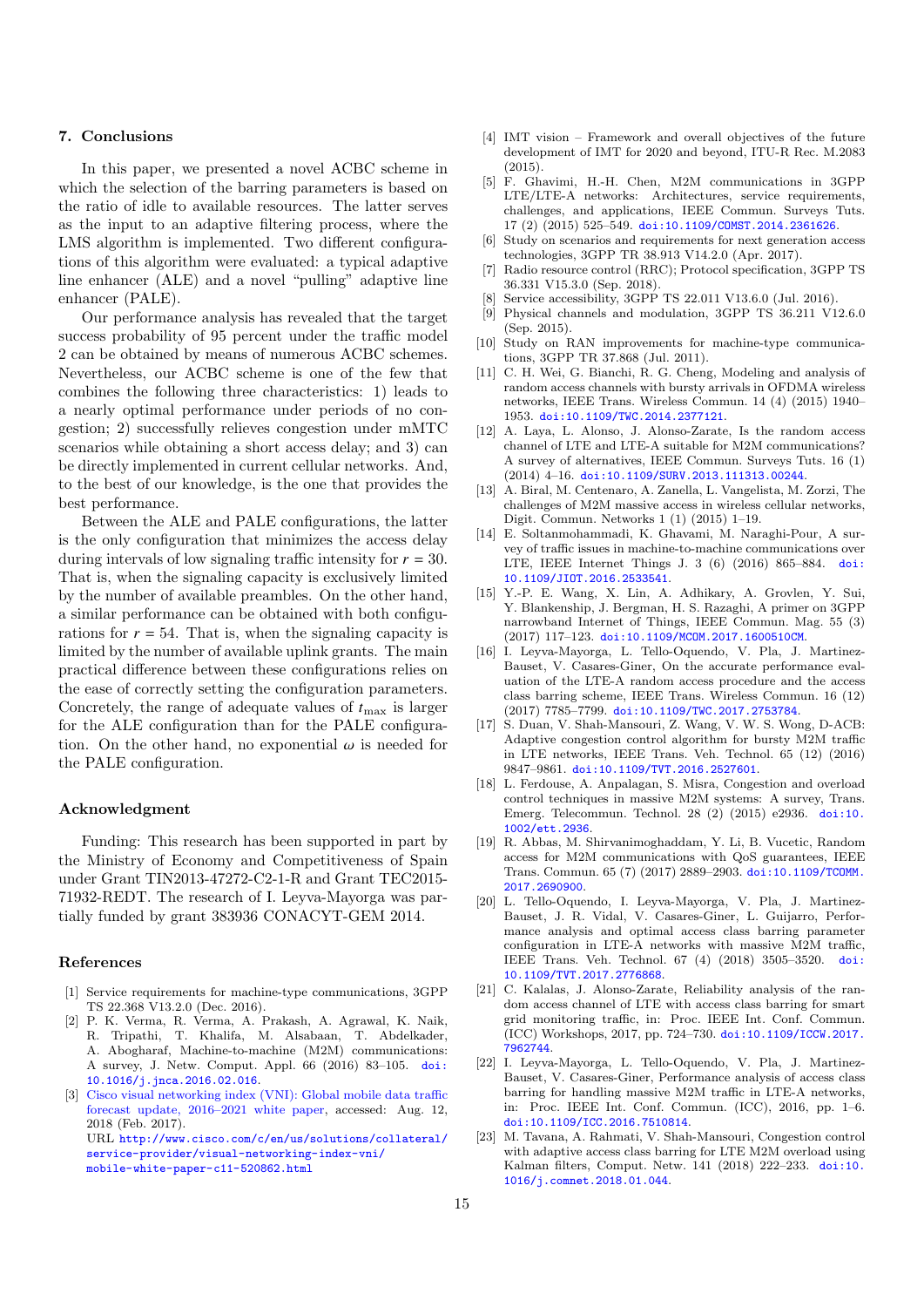## 7. Conclusions

In this paper, we presented a novel ACBC scheme in which the selection of the barring parameters is based on the ratio of idle to available resources. The latter serves as the input to an adaptive filtering process, where the LMS algorithm is implemented. Two different configurations of this algorithm were evaluated: a typical adaptive line enhancer (ALE) and a novel "pulling" adaptive line enhancer (PALE).

Our performance analysis has revealed that the target success probability of 95 percent under the traffic model 2 can be obtained by means of numerous ACBC schemes. Nevertheless, our ACBC scheme is one of the few that combines the following three characteristics: 1) leads to a nearly optimal performance under periods of no congestion; 2) successfully relieves congestion under mMTC scenarios while obtaining a short access delay; and 3) can be directly implemented in current cellular networks. And, to the best of our knowledge, is the one that provides the best performance.

Between the ALE and PALE configurations, the latter is the only configuration that minimizes the access delay during intervals of low signaling traffic intensity for $r = 30$. That is, when the signaling capacity is exclusively limited by the number of available preambles. On the other hand, a similar performance can be obtained with both configurations for $r = 54$. That is, when the signaling capacity is limited by the number of available uplink grants. The main practical difference between these configurations relies on the ease of correctly setting the configuration parameters. Concretely, the range of adequate values of $t_{\max}$ is larger for the ALE configuration than for the PALE configuration. On the other hand, no exponential $\omega$ is needed for the PALE configuration.

## Acknowledgment

Funding: This research has been supported in part by the Ministry of Economy and Competitiveness of Spain under Grant TIN2013-47272-C2-1-R and Grant TEC2015-71932-REDT. The research of I. Leyva-Mayorga was partially funded by grant 383936 CONACYT-GEM 2014.

## References

[1] Service requirements for machine-type communications, 3GPP TS 22.368 V13.2.0 (Dec. 2016).

[2] P. K. Verma, R. Verma, A. Prakash, A. Agrawal, K. Naik, R. Tripathi, T. Khalifa, M. Alsabaan, T. Abdelkader, A. Abogharaf, Machine-to-machine (M2M) communications: A survey, J. Netw. Comput. Appl. 66 (2016) 83–105. doi:10.1016/j.jnca.2016.02.016.

[3] Cisco visual networking index (VNI): Global mobile data traffic forecast update, 2016–2021 white paper, accessed: Aug. 12, 2018 (Feb. 2017).
URL http://www.cisco.com/c/en/us/solutions/collateral/service-provider/visual-networking-index-vni/mobile-white-paper-c11-520862.html

[4] IMT vision – Framework and overall objectives of the future development of IMT for 2020 and beyond, ITU-R Rec. M.2083 (2015).

[5] F. Ghavimi, H.-H. Chen, M2M communications in 3GPP LTE/LTE-A networks: Architectures, service requirements, challenges, and applications, IEEE Commun. Surveys Tuts. 17 (2) (2015) 525–549. doi:10.1109/COMST.2014.2361626.

[6] Study on scenarios and requirements for next generation access technologies, 3GPP TR 38.913 V14.2.0 (Apr. 2017).

[7] Radio resource control (RRC); Protocol specification, 3GPP TS 36.331 V15.3.0 (Sep. 2018).

[8] Service accessibility, 3GPP TS 22.011 V13.6.0 (Jul. 2016).

[9] Physical channels and modulation, 3GPP TS 36.211 V12.6.0 (Sep. 2015).

[10] Study on RAN improvements for machine-type communications, 3GPP TR 37.868 (Jul. 2011).

[11] C. H. Wei, G. Bianchi, R. G. Cheng, Modeling and analysis of random access channels with bursty arrivals in OFDMA wireless networks, IEEE Trans. Wireless Commun. 14 (4) (2015) 1940–1953. doi:10.1109/TWC.2014.2377121.

[12] A. Laya, L. Alonso, J. Alonso-Zarate, Is the random access channel of LTE and LTE-A suitable for M2M communications? A survey of alternatives, IEEE Commun. Surveys Tuts. 16 (1) (2014) 4–16. doi:10.1109/SURV.2013.111313.00244.

[13] A. Biral, M. Centenaro, A. Zanella, L. Vangelista, M. Zorzi, The challenges of M2M massive access in wireless cellular networks, Digit. Commun. Networks 1 (1) (2015) 1–19.

[14] E. Soltanmohammadi, K. Ghavami, M. Naraghi-Pour, A survey of traffic issues in machine-to-machine communications over LTE, IEEE Internet Things J. 3 (6) (2016) 865–884. doi:10.1109/JIOT.2016.2533541.

[15] Y.-P. E. Wang, X. Lin, A. Adhikary, A. Grovlen, Y. Sui, Y. Blankenship, J. Bergman, H. S. Razaghi, A primer on 3GPP narrowband Internet of Things, IEEE Commun. Mag. 55 (3) (2017) 117–123. doi:10.1109/MCOM.2017.1600510CM.

[16] I. Leyva-Mayorga, L. Tello-Oquendo, V. Pla, J. Martinez-Bauset, V. Casares-Giner, On the accurate performance evaluation of the LTE-A random access procedure and the access class barring scheme, IEEE Trans. Wireless Commun. 16 (12) (2017) 7785–7799. doi:10.1109/TWC.2017.2753784.

[17] S. Duan, V. Shah-Mansouri, Z. Wang, V. W. S. Wong, D-ACB: Adaptive congestion control algorithm for bursty M2M traffic in LTE networks, IEEE Trans. Veh. Technol. 65 (12) (2016) 9847–9861. doi:10.1109/TVT.2016.2527601.

[18] L. Ferdouse, A. Anpalagan, S. Misra, Congestion and overload control techniques in massive M2M systems: A survey, Trans. Emerg. Telecommun. Technol. 28 (2) (2015) e2936. doi:10.1002/ett.2936.

[19] R. Abbas, M. Shirvanimoghaddam, Y. Li, B. Vucetic, Random access for M2M communications with QoS guarantees, IEEE Trans. Commun. 65 (7) (2017) 2889–2903. doi:10.1109/TCOMM.2017.2690900.

[20] L. Tello-Oquendo, I. Leyva-Mayorga, V. Pla, J. Martinez-Bauset, J. R. Vidal, V. Casares-Giner, L. Guijarro, Performance analysis and optimal access class barring parameter configuration in LTE-A networks with massive M2M traffic, IEEE Trans. Veh. Technol. 67 (4) (2018) 3505–3520. doi:10.1109/TVT.2017.2776868.

[21] C. Kalalas, J. Alonso-Zarate, Reliability analysis of the random access channel of LTE with access class barring for smart grid monitoring traffic, in: Proc. IEEE Int. Conf. Commun. (ICC) Workshops, 2017, pp. 724–730. doi:10.1109/ICCW.2017.7962744.

[22] I. Leyva-Mayorga, L. Tello-Oquendo, V. Pla, J. Martinez-Bauset, V. Casares-Giner, Performance analysis of access class barring for handling massive M2M traffic in LTE-A networks, in: Proc. IEEE Int. Conf. Commun. (ICC), 2016, pp. 1–6. doi:10.1109/ICC.2016.7510814.

[23] M. Tavana, A. Rahmati, V. Shah-Mansouri, Congestion control with adaptive access class barring for LTE M2M overload using Kalman filters, Comput. Netw. 141 (2018) 222–233. doi:10.1016/j.comnet.2018.01.044.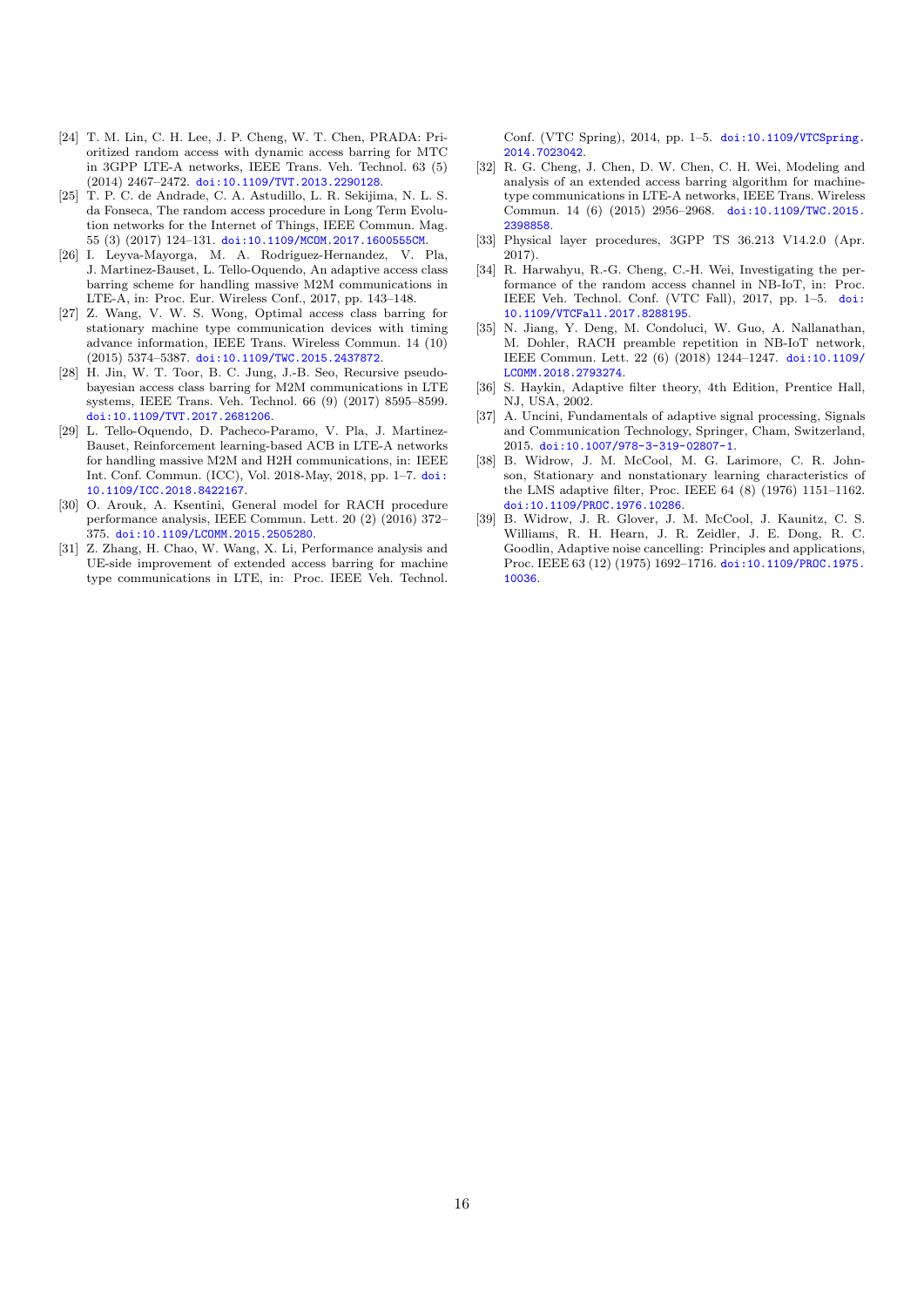[24] T. M. Lin, C. H. Lee, J. P. Cheng, W. T. Chen, PRADA: Prioritized random access with dynamic access barring for MTC in 3GPP LTE-A networks, IEEE Trans. Veh. Technol. 63 (5) (2014) 2467–2472. doi:10.1109/TVT.2013.2290128.

[25] T. P. C. de Andrade, C. A. Astudillo, L. R. Sekijima, N. L. S. da Fonseca, The random access procedure in Long Term Evolution networks for the Internet of Things, IEEE Commun. Mag. 55 (3) (2017) 124–131. doi:10.1109/MCOM.2017.1600555CM.

[26] I. Leyva-Mayorga, M. A. Rodriguez-Hernandez, V. Pla, J. Martinez-Bauset, L. Tello-Oquendo, An adaptive access class barring scheme for handling massive M2M communications in LTE-A, in: Proc. Eur. Wireless Conf., 2017, pp. 143–148.

[27] Z. Wang, V. W. S. Wong, Optimal access class barring for stationary machine type communication devices with timing advance information, IEEE Trans. Wireless Commun. 14 (10) (2015) 5374–5387. doi:10.1109/TWC.2015.2437872.

[28] H. Jin, W. T. Toor, B. C. Jung, J.-B. Seo, Recursive pseudo-bayesian access class barring for M2M communications in LTE systems, IEEE Trans. Veh. Technol. 66 (9) (2017) 8595–8599. doi:10.1109/TVT.2017.2681206.

[29] L. Tello-Oquendo, D. Pacheco-Paramo, V. Pla, J. Martinez-Bauset, Reinforcement learning-based ACB in LTE-A networks for handling massive M2M and H2H communications, in: IEEE Int. Conf. Commun. (ICC), Vol. 2018-May, 2018, pp. 1–7. doi:10.1109/ICC.2018.8422167.

[30] O. Arouk, A. Ksentini, General model for RACH procedure performance analysis, IEEE Commun. Lett. 20 (2) (2016) 372–375. doi:10.1109/LCOMM.2015.2505280.

[31] Z. Zhang, H. Chao, W. Wang, X. Li, Performance analysis and UE-side improvement of extended access barring for machine type communications in LTE, in: Proc. IEEE Veh. Technol. Conf. (VTC Spring), 2014, pp. 1–5. doi:10.1109/VTCSpring.2014.7023042.

[32] R. G. Cheng, J. Chen, D. W. Chen, C. H. Wei, Modeling and analysis of an extended access barring algorithm for machine-type communications in LTE-A networks, IEEE Trans. Wireless Commun. 14 (6) (2015) 2956–2968. doi:10.1109/TWC.2015.2398858.

[33] Physical layer procedures, 3GPP TS 36.213 V14.2.0 (Apr. 2017).

[34] R. Harwahyu, R.-G. Cheng, C.-H. Wei, Investigating the performance of the random access channel in NB-IoT, in: Proc. IEEE Veh. Technol. Conf. (VTC Fall), 2017, pp. 1–5. doi:10.1109/VTCFall.2017.8288195.

[35] N. Jiang, Y. Deng, M. Condoluci, W. Guo, A. Nallanathan, M. Dohler, RACH preamble repetition in NB-IoT network, IEEE Commun. Lett. 22 (6) (2018) 1244–1247. doi:10.1109/LCOMM.2018.2793274.

[36] S. Haykin, Adaptive filter theory, 4th Edition, Prentice Hall, NJ, USA, 2002.

[37] A. Uncini, Fundamentals of adaptive signal processing, Signals and Communication Technology, Springer, Cham, Switzerland, 2015. doi:10.1007/978-3-319-02807-1.

[38] B. Widrow, J. M. McCool, M. G. Larimore, C. R. Johnson, Stationary and nonstationary learning characteristics of the LMS adaptive filter, Proc. IEEE 64 (8) (1976) 1151–1162. doi:10.1109/PROC.1976.10286.

[39] B. Widrow, J. R. Glover, J. M. McCool, J. Kaunitz, C. S. Williams, R. H. Hearn, J. R. Zeidler, J. E. Dong, R. C. Goodlin, Adaptive noise cancelling: Principles and applications, Proc. IEEE 63 (12) (1975) 1692–1716. doi:10.1109/PROC.1975.10036.